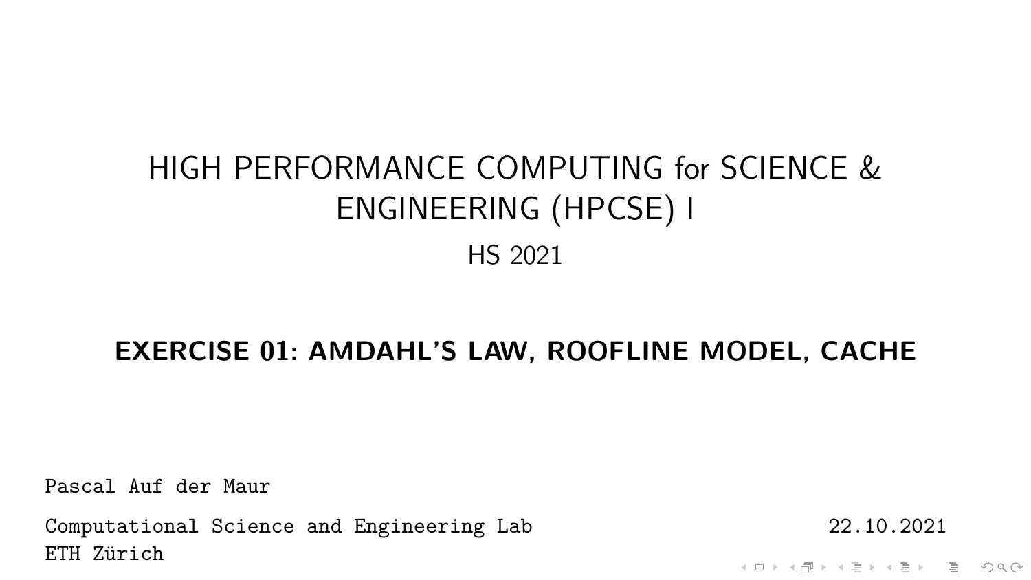# HIGH PERFORMANCE COMPUTING for SCIENCE & ENGINEERING (HPCSE) I

HS 2021

**EXERCISE 01: AMDAHL'S LAW, ROOFLINE MODEL, CACHE**

Pascal Auf der Maur

Computational Science and Engineering Lab
ETH Zürich

22.10.2021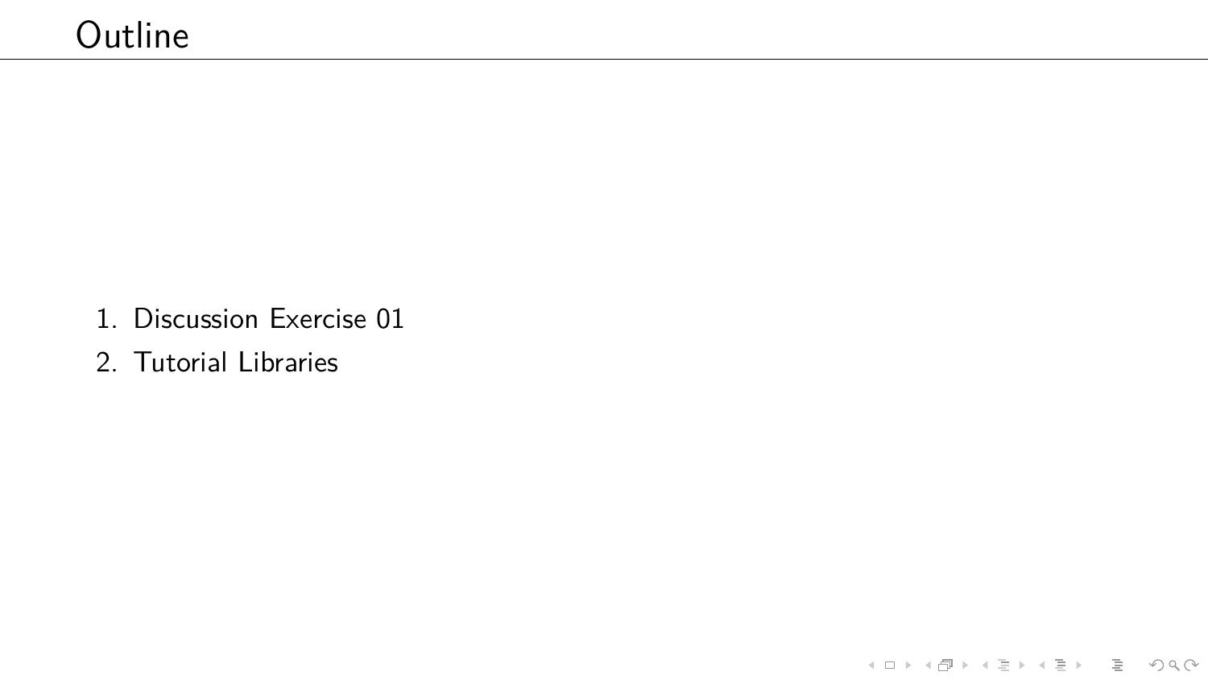# Outline

1. Discussion Exercise 01
2. Tutorial Libraries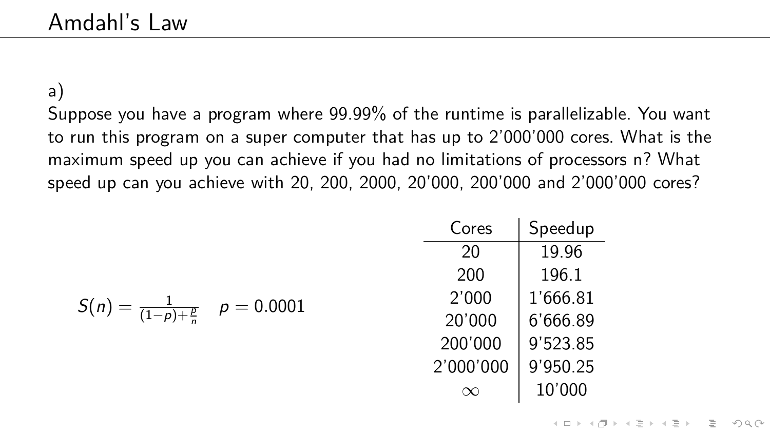# Amdahl's Law

a)
Suppose you have a program where 99.99% of the runtime is parallelizable. You want to run this program on a super computer that has up to 2'000'000 cores. What is the maximum speed up you can achieve if you had no limitations of processors n? What speed up can you achieve with 20, 200, 2000, 20'000, 200'000 and 2'000'000 cores?

$$S(n) = \frac{1}{(1-p)+\frac{p}{n}} \quad p = 0.0001$$

| Cores | Speedup |
|---|---|
| 20 | 19.96 |
| 200 | 196.1 |
| 2'000 | 1'666.81 |
| 20'000 | 6'666.89 |
| 200'000 | 9'523.85 |
| 2'000'000 | 9'950.25 |
| $\infty$ | 10'000 |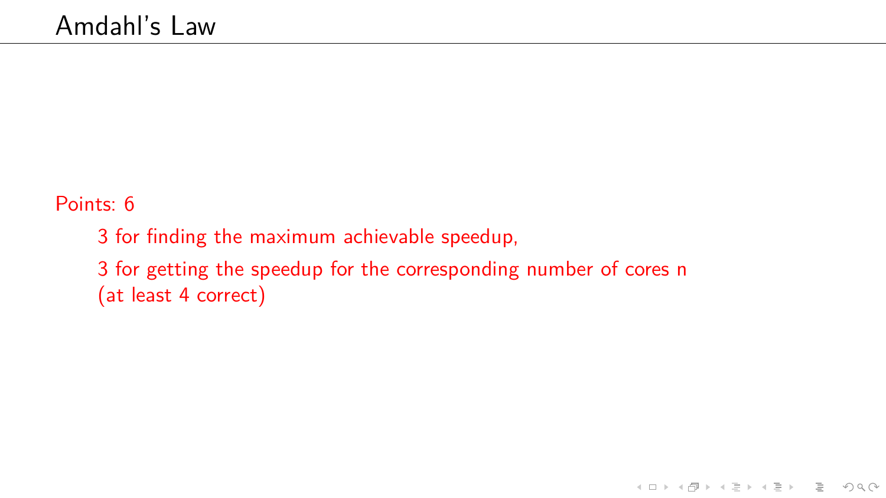# Amdahl's Law

Points: 6

- 3 for finding the maximum achievable speedup,
- 3 for getting the speedup for the corresponding number of cores n (at least 4 correct)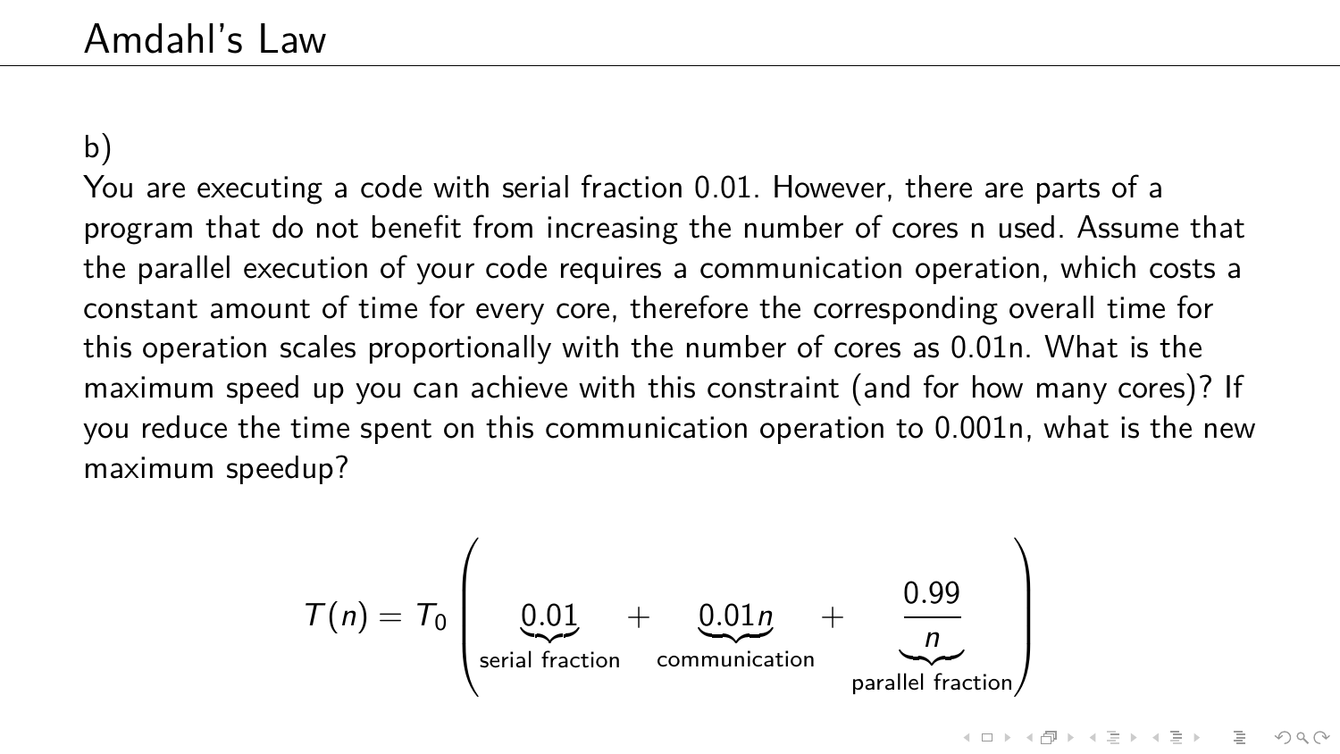# Amdahl's Law

b)

You are executing a code with serial fraction 0.01. However, there are parts of a program that do not benefit from increasing the number of cores n used. Assume that the parallel execution of your code requires a communication operation, which costs a constant amount of time for every core, therefore the corresponding overall time for this operation scales proportionally with the number of cores as 0.01n. What is the maximum speed up you can achieve with this constraint (and for how many cores)? If you reduce the time spent on this communication operation to 0.001n, what is the new maximum speedup?

$$T(n) = T_0 \left( \underbrace{0.01}_{\text{serial fraction}} + \underbrace{0.01n}_{\text{communication}} + \underbrace{\frac{0.99}{n}}_{\text{parallel fraction}} \right)$$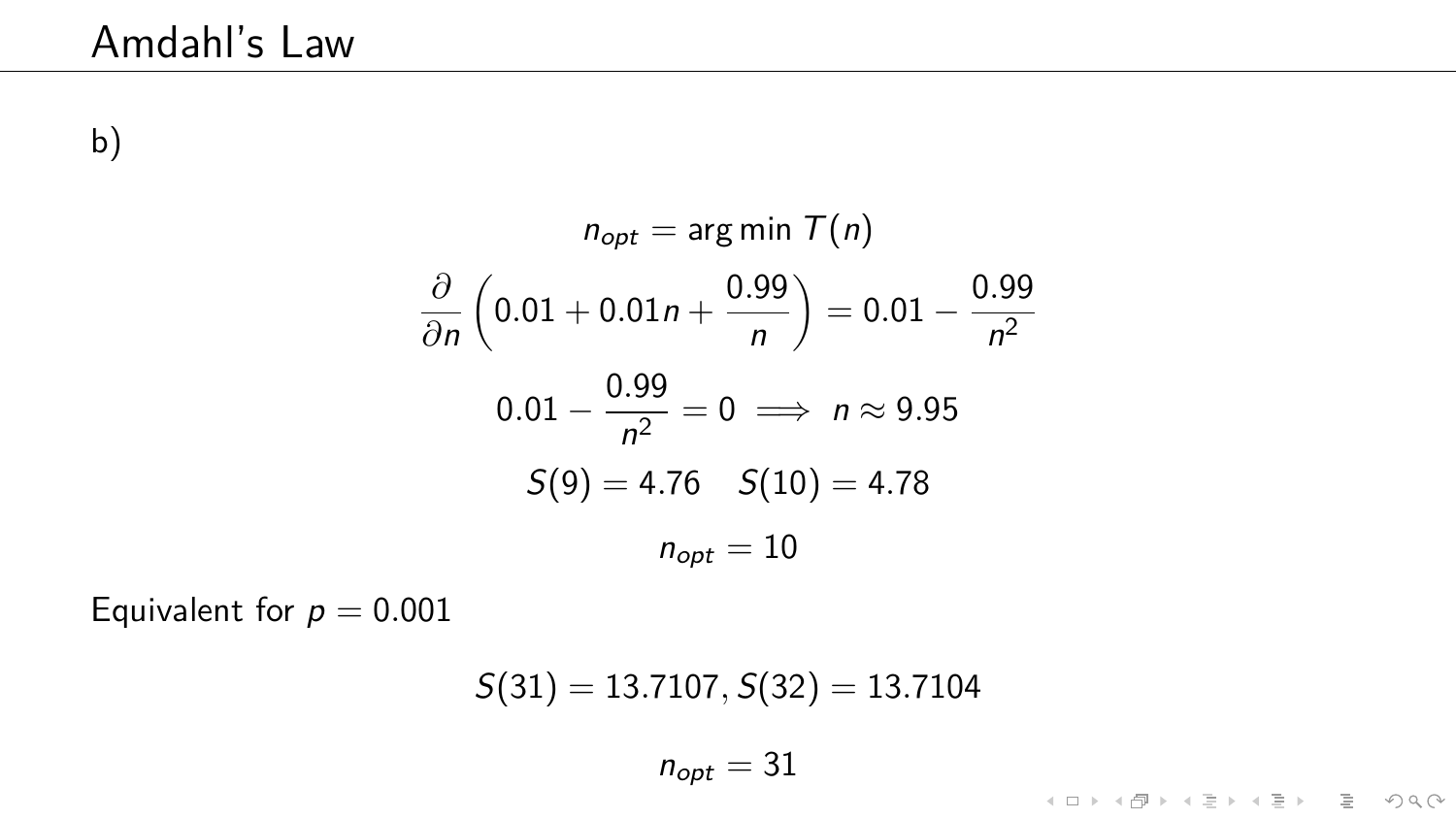# Amdahl's Law

b)

$$n_{opt} = \arg\min\, T(n)$$

$$\frac{\partial}{\partial n}\left(0.01 + 0.01n + \frac{0.99}{n}\right) = 0.01 - \frac{0.99}{n^2}$$

$$0.01 - \frac{0.99}{n^2} = 0 \implies n \approx 9.95$$

$$S(9) = 4.76 \quad S(10) = 4.78$$

$$n_{opt} = 10$$

Equivalent for $p = 0.001$

$$S(31) = 13.7107, S(32) = 13.7104$$

$$n_{opt} = 31$$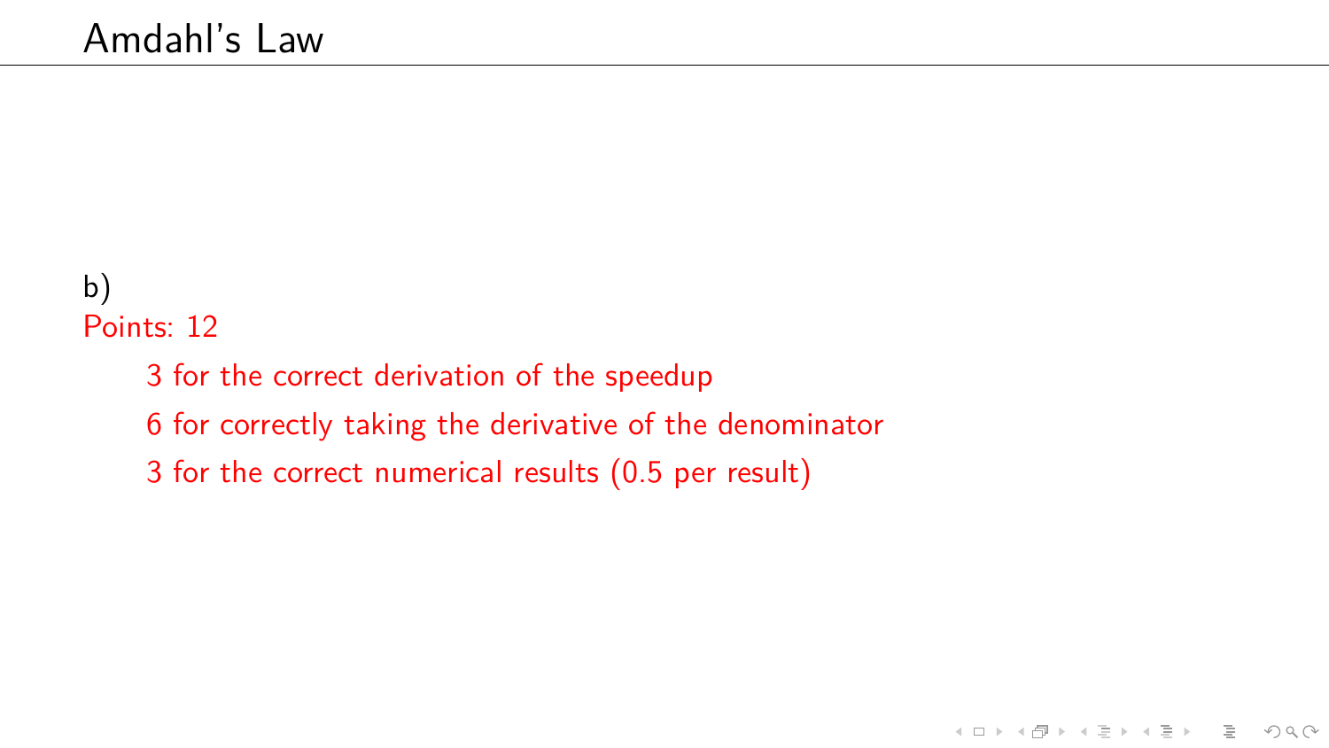# Amdahl's Law

b)

Points: 12

- 3 for the correct derivation of the speedup
- 6 for correctly taking the derivative of the denominator
- 3 for the correct numerical results (0.5 per result)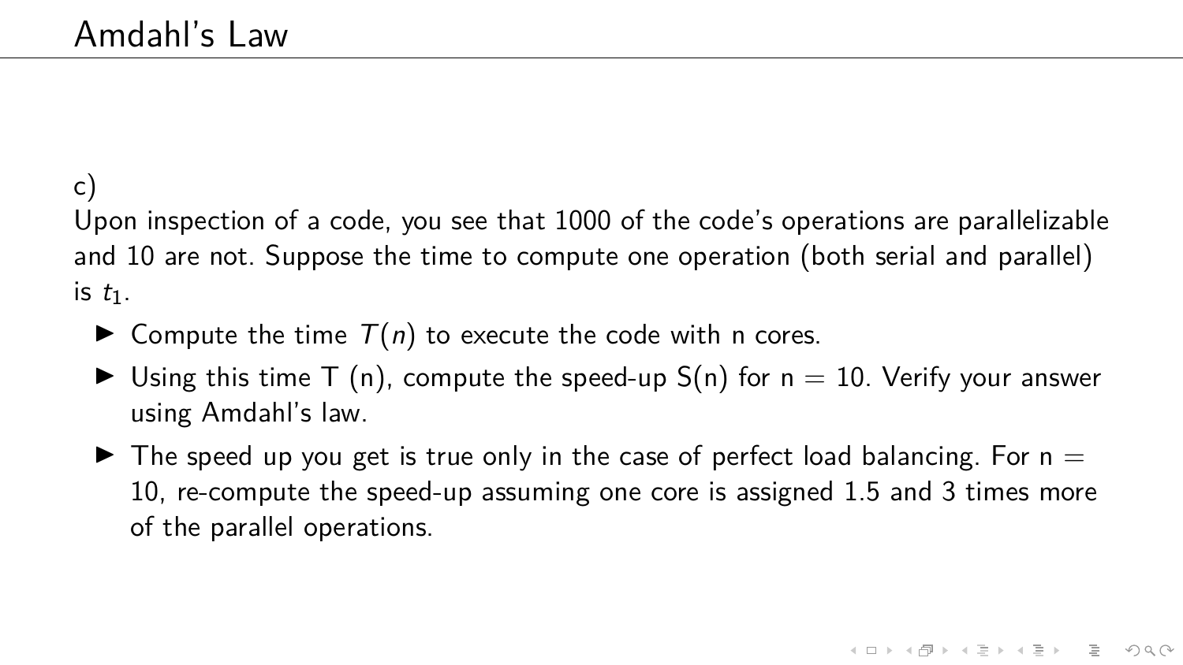# Amdahl's Law

c)
Upon inspection of a code, you see that 1000 of the code's operations are parallelizable and 10 are not. Suppose the time to compute one operation (both serial and parallel) is $t_1$.

- Compute the time $T(n)$ to execute the code with n cores.
- Using this time T (n), compute the speed-up S(n) for n = 10. Verify your answer using Amdahl's law.
- The speed up you get is true only in the case of perfect load balancing. For n = 10, re-compute the speed-up assuming one core is assigned 1.5 and 3 times more of the parallel operations.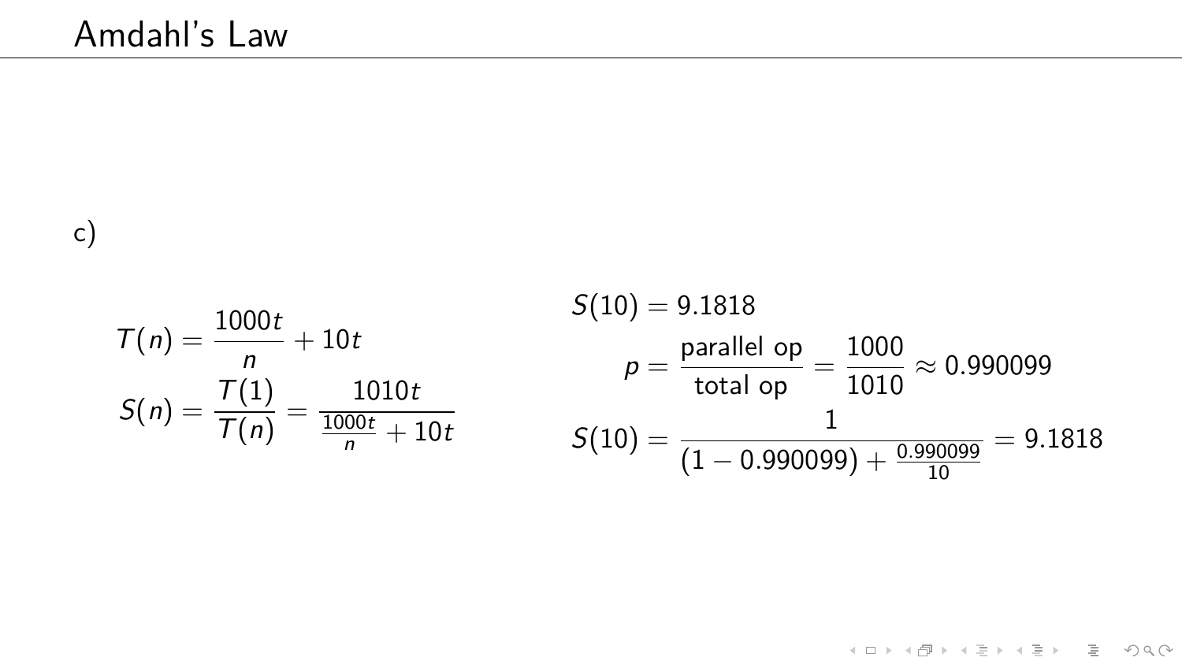# Amdahl's Law

c)

$$T(n) = \frac{1000t}{n} + 10t$$

$$S(n) = \frac{T(1)}{T(n)} = \frac{1010t}{\frac{1000t}{n} + 10t}$$

$$S(10) = 9.1818$$

$$p = \frac{\text{parallel op}}{\text{total op}} = \frac{1000}{1010} \approx 0.990099$$

$$S(10) = \frac{1}{(1 - 0.990099) + \frac{0.990099}{10}} = 9.1818$$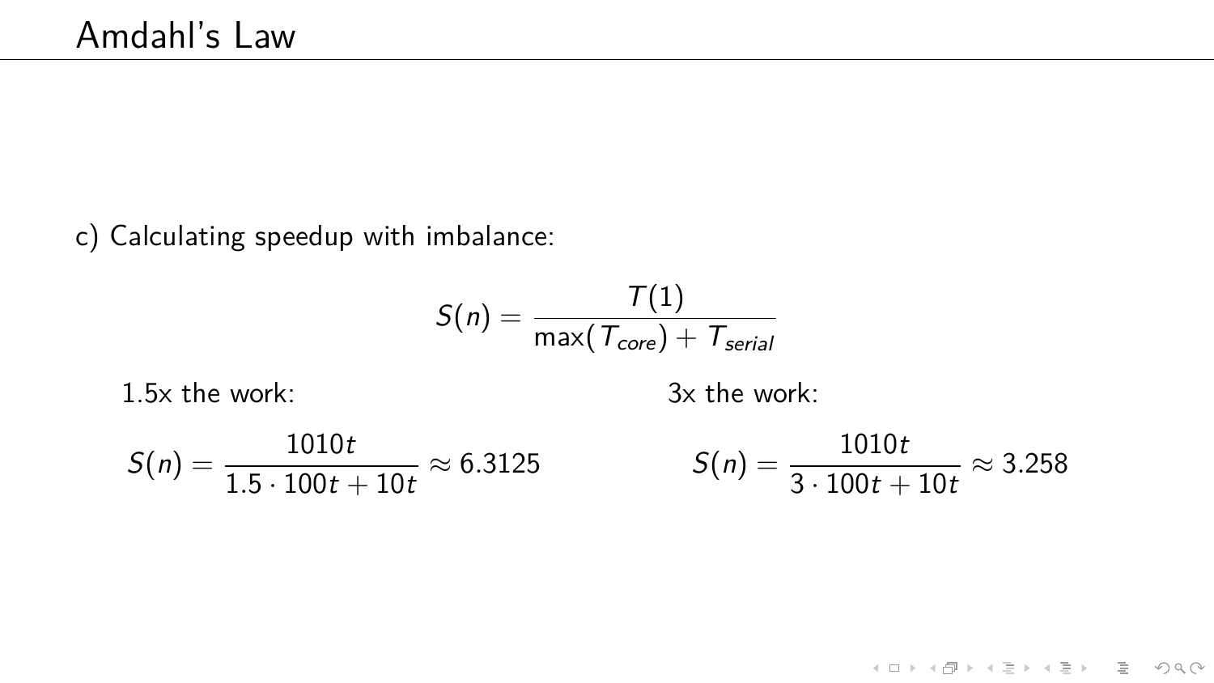# Amdahl's Law

c) Calculating speedup with imbalance:

$$S(n) = \frac{T(1)}{\max(T_{core}) + T_{serial}}$$

1.5x the work:

$$S(n) = \frac{1010t}{1.5 \cdot 100t + 10t} \approx 6.3125$$

3x the work:

$$S(n) = \frac{1010t}{3 \cdot 100t + 10t} \approx 3.258$$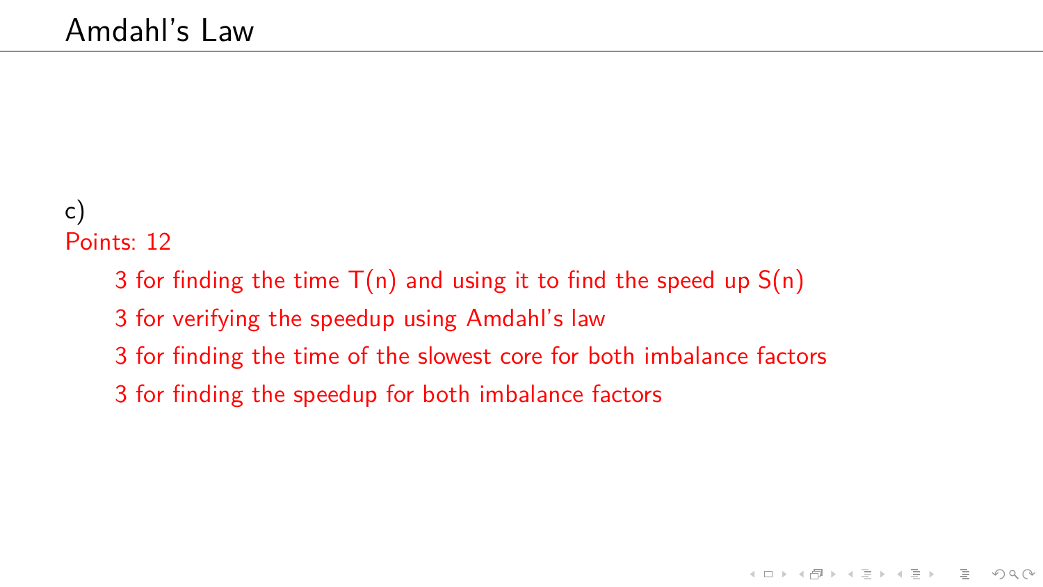# Amdahl's Law

c)

Points: 12

- 3 for finding the time $T(n)$ and using it to find the speed up $S(n)$
- 3 for verifying the speedup using Amdahl's law
- 3 for finding the time of the slowest core for both imbalance factors
- 3 for finding the speedup for both imbalance factors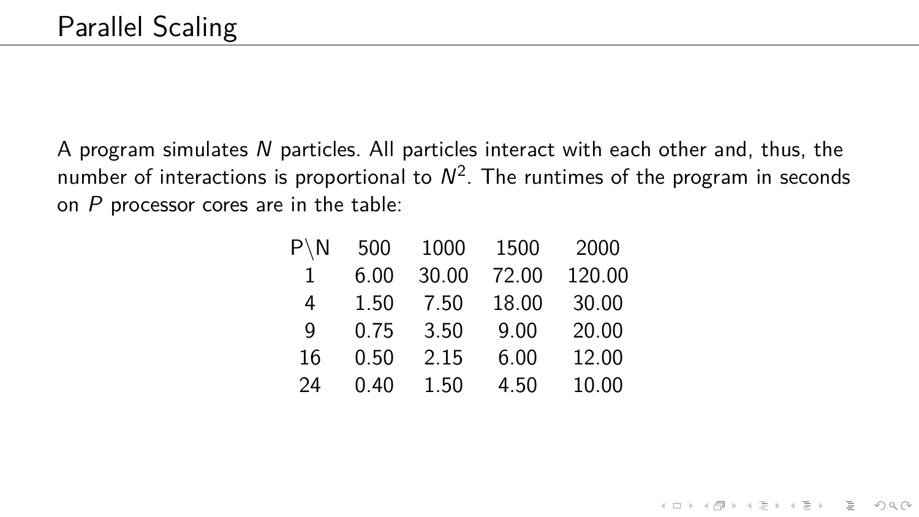# Parallel Scaling

A program simulates $N$ particles. All particles interact with each other and, thus, the number of interactions is proportional to $N^2$. The runtimes of the program in seconds on $P$ processor cores are in the table:

| P\N | 500 | 1000 | 1500 | 2000 |
|---|---|---|---|---|
| 1 | 6.00 | 30.00 | 72.00 | 120.00 |
| 4 | 1.50 | 7.50 | 18.00 | 30.00 |
| 9 | 0.75 | 3.50 | 9.00 | 20.00 |
| 16 | 0.50 | 2.15 | 6.00 | 12.00 |
| 24 | 0.40 | 1.50 | 4.50 | 10.00 |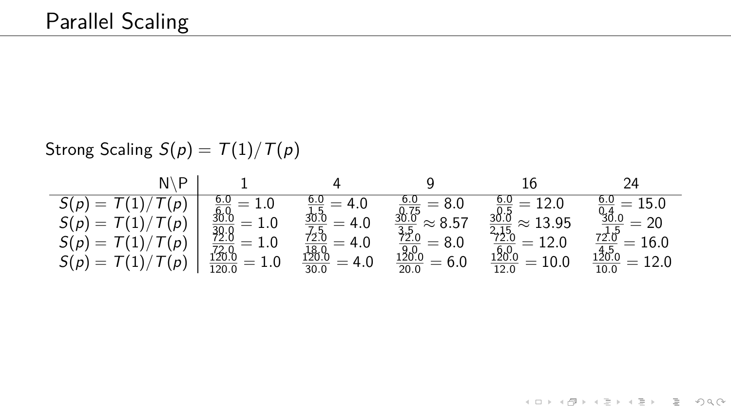# Parallel Scaling

Strong Scaling $S(p) = T(1)/T(p)$

| N\P | 1 | 4 | 9 | 16 | 24 |
|---|---|---|---|---|---|
| $S(p) = T(1)/T(p)$ | $\frac{6.0}{6.0} = 1.0$ | $\frac{6.0}{1.5} = 4.0$ | $\frac{6.0}{0.75} = 8.0$ | $\frac{6.0}{0.5} = 12.0$ | $\frac{6.0}{0.4} = 15.0$ |
| $S(p) = T(1)/T(p)$ | $\frac{30.0}{30.0} = 1.0$ | $\frac{30.0}{7.5} = 4.0$ | $\frac{30.0}{3.5} \approx 8.57$ | $\frac{30.0}{2.15} \approx 13.95$ | $\frac{30.0}{1.5} = 20$ |
| $S(p) = T(1)/T(p)$ | $\frac{72.0}{72.0} = 1.0$ | $\frac{72.0}{18.0} = 4.0$ | $\frac{72.0}{9.0} = 8.0$ | $\frac{72.0}{6.0} = 12.0$ | $\frac{72.0}{4.5} = 16.0$ |
| $S(p) = T(1)/T(p)$ | $\frac{120.0}{120.0} = 1.0$ | $\frac{120.0}{30.0} = 4.0$ | $\frac{120.0}{20.0} = 6.0$ | $\frac{120.0}{12.0} = 10.0$ | $\frac{120.0}{10.0} = 12.0$ |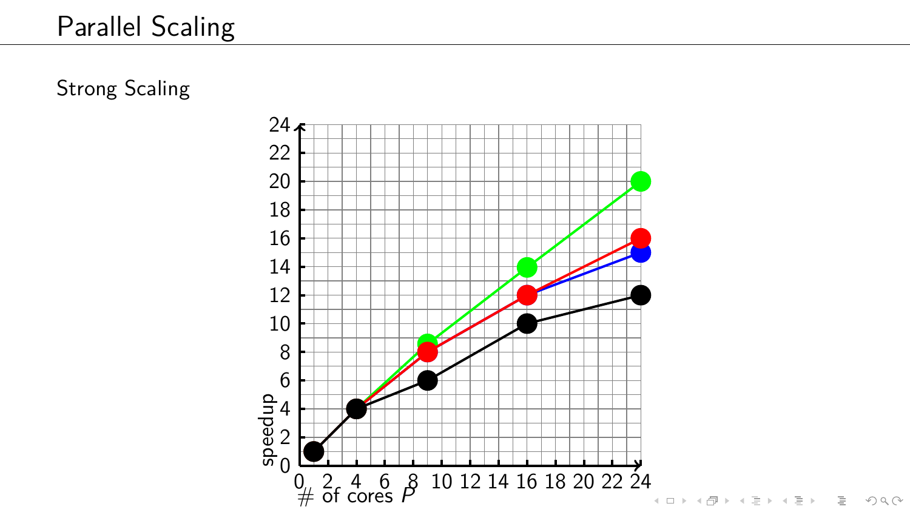# Parallel Scaling

Strong Scaling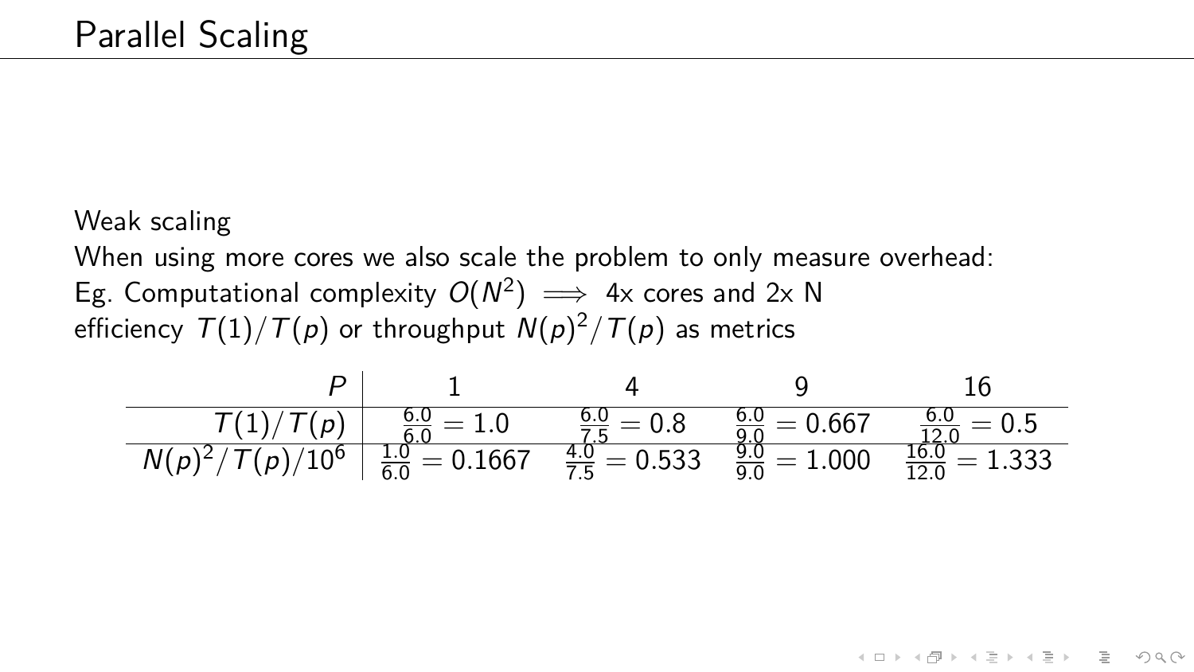# Parallel Scaling

Weak scaling

When using more cores we also scale the problem to only measure overhead:

Eg. Computational complexity $O(N^2) \implies$ 4x cores and 2x N

efficiency $T(1)/T(p)$ or throughput $N(p)^2/T(p)$ as metrics

| $P$ | 1 | 4 | 9 | 16 |
|---|---|---|---|---|
| $T(1)/T(p)$ | $\frac{6.0}{6.0} = 1.0$ | $\frac{6.0}{7.5} = 0.8$ | $\frac{6.0}{9.0} = 0.667$ | $\frac{6.0}{12.0} = 0.5$ |
| $N(p)^2/T(p)/10^6$ | $\frac{1.0}{6.0} = 0.1667$ | $\frac{4.0}{7.5} = 0.533$ | $\frac{9.0}{9.0} = 1.000$ | $\frac{16.0}{12.0} = 1.333$ |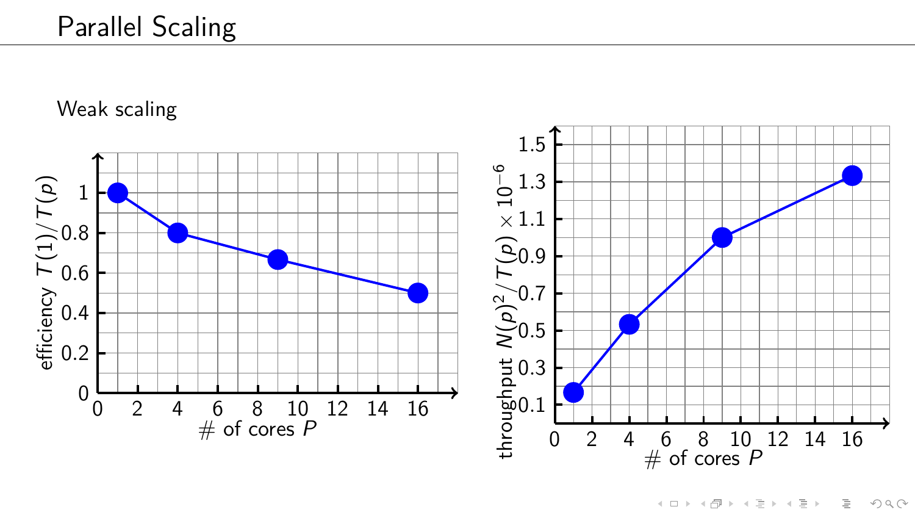# Parallel Scaling

Weak scaling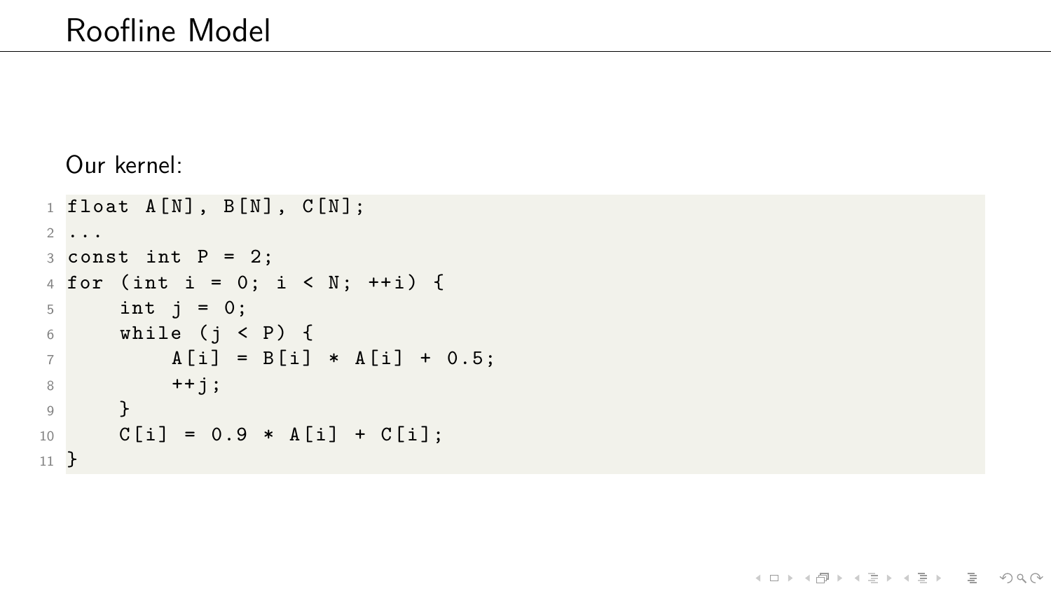# Roofline Model

Our kernel:

```
float A[N], B[N], C[N];
...
const int P = 2;
for (int i = 0; i < N; ++i) {
    int j = 0;
    while (j < P) {
        A[i] = B[i] * A[i] + 0.5;
        ++j;
    }
    C[i] = 0.9 * A[i] + C[i];
}
```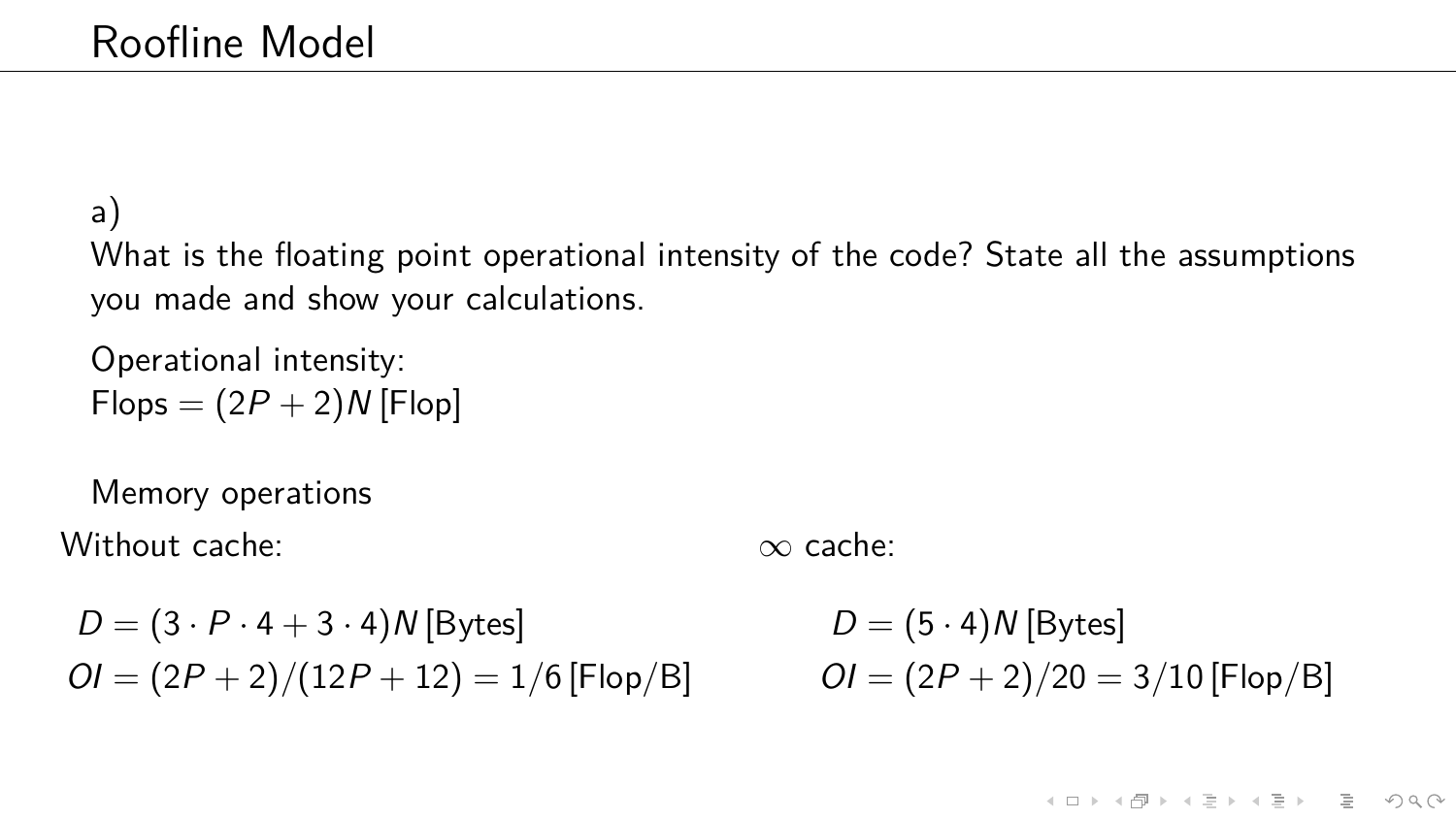# Roofline Model

a)
What is the floating point operational intensity of the code? State all the assumptions you made and show your calculations.

Operational intensity:
Flops $= (2P + 2)N$ [Flop]

Memory operations

Without cache:

$$D = (3 \cdot P \cdot 4 + 3 \cdot 4)N \,[\text{Bytes}]$$
$$OI = (2P + 2)/(12P + 12) = 1/6 \,[\text{Flop/B}]$$

$\infty$ cache:

$$D = (5 \cdot 4)N \,[\text{Bytes}]$$
$$OI = (2P + 2)/20 = 3/10 \,[\text{Flop/B}]$$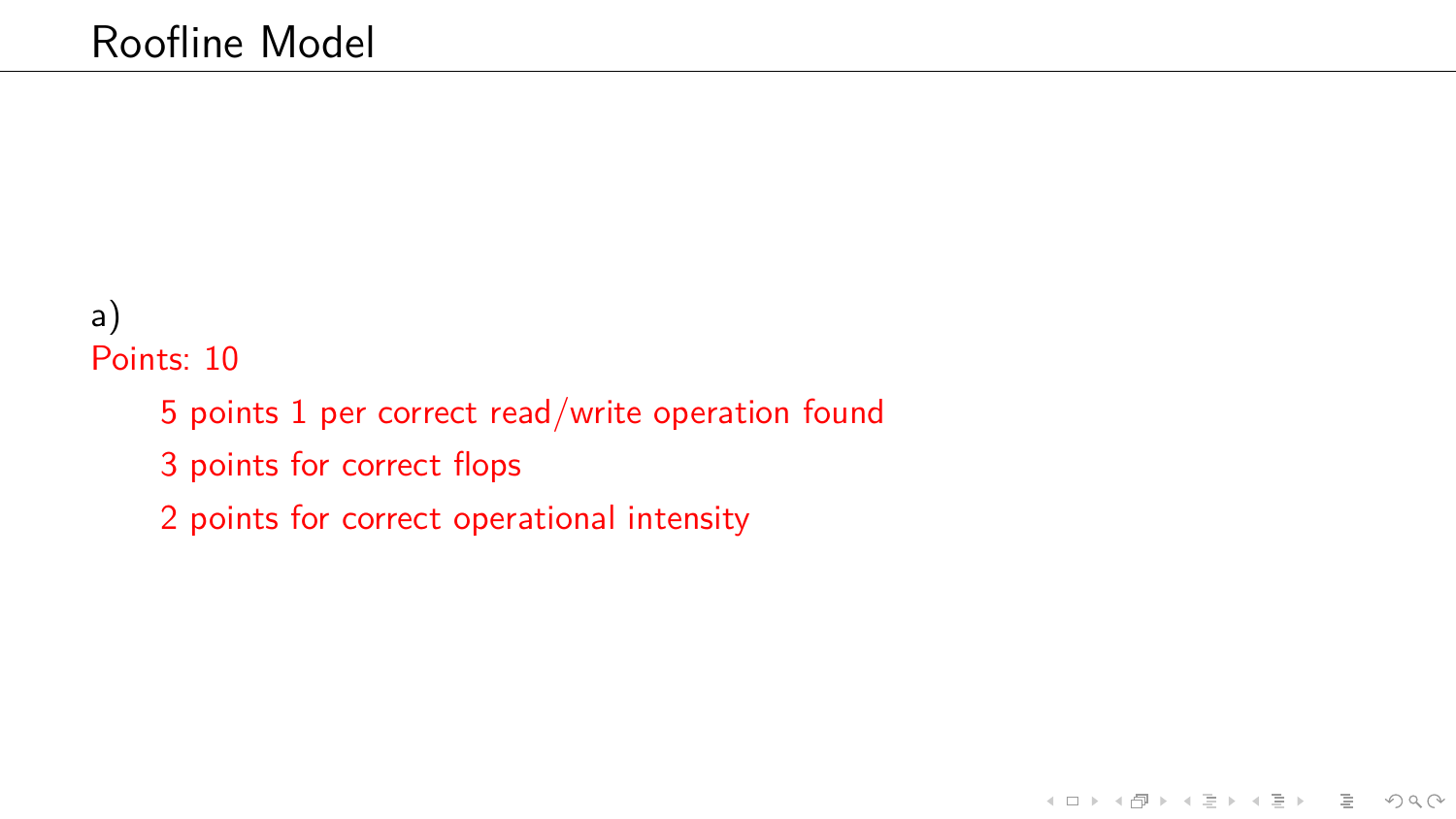# Roofline Model

a)

Points: 10

- 5 points 1 per correct read/write operation found
- 3 points for correct flops
- 2 points for correct operational intensity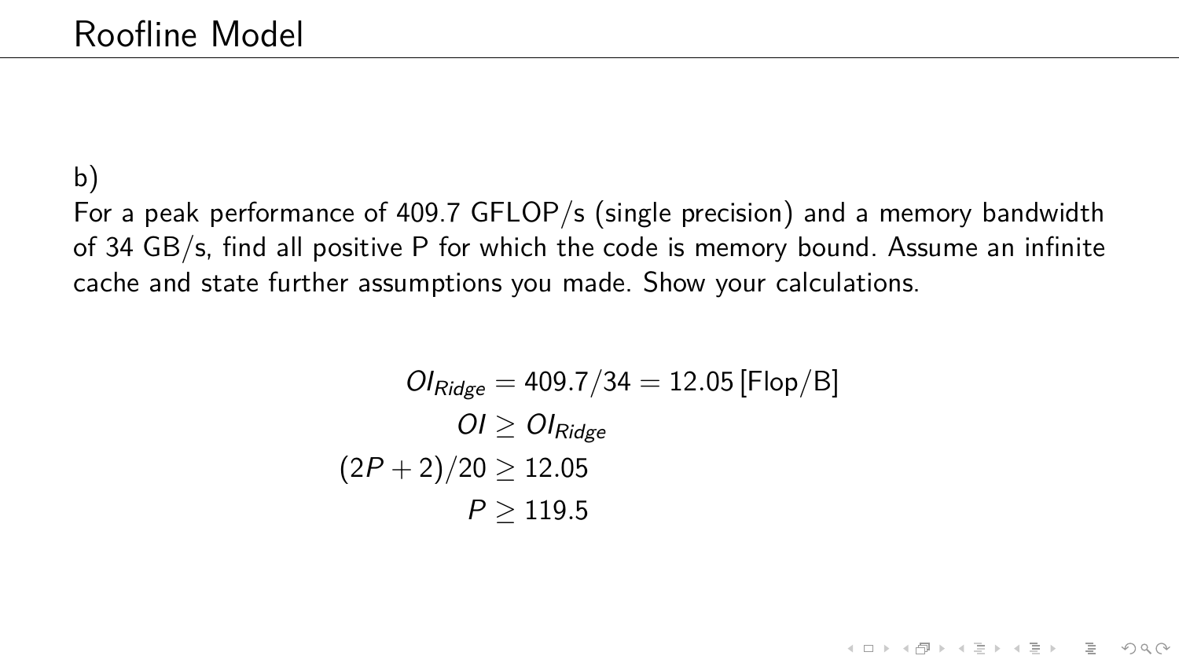# Roofline Model

b)

For a peak performance of 409.7 GFLOP/s (single precision) and a memory bandwidth of 34 GB/s, find all positive P for which the code is memory bound. Assume an infinite cache and state further assumptions you made. Show your calculations.

$$
\begin{aligned}
OI_{Ridge} &= 409.7/34 = 12.05\,[\text{Flop/B}] \\
OI &\geq OI_{Ridge} \\
(2P+2)/20 &\geq 12.05 \\
P &\geq 119.5
\end{aligned}
$$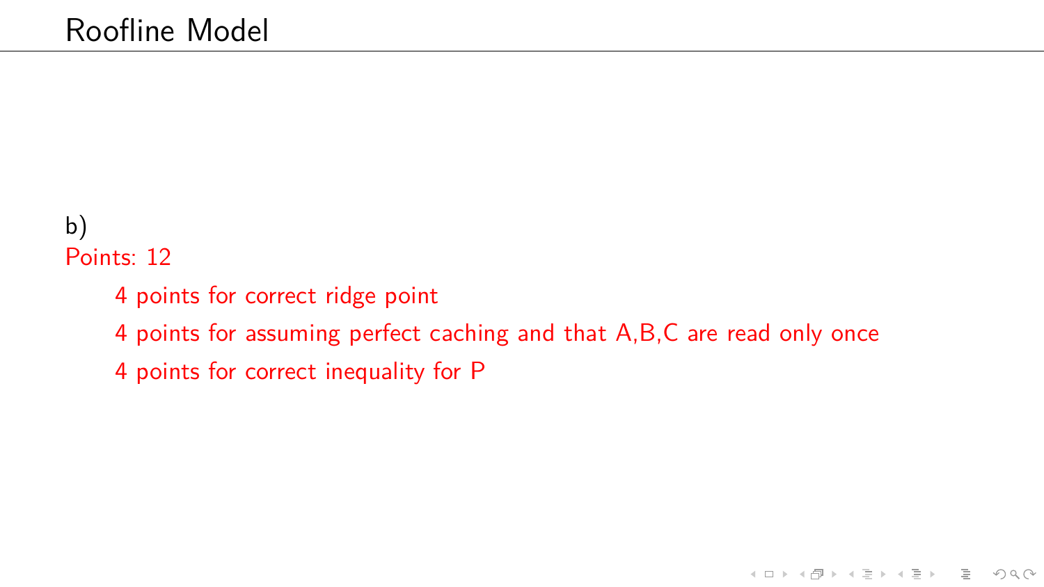# Roofline Model

b)

Points: 12

- 4 points for correct ridge point
- 4 points for assuming perfect caching and that A,B,C are read only once
- 4 points for correct inequality for P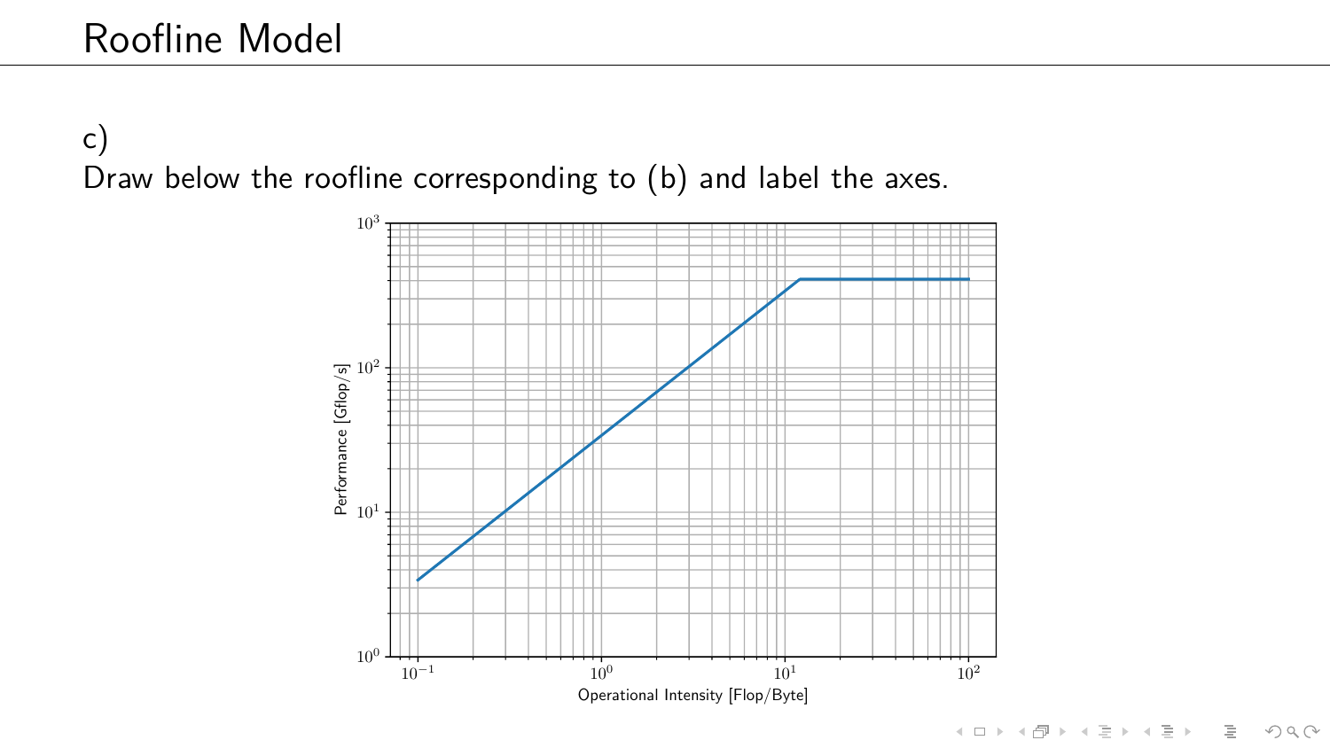# Roofline Model

c)
Draw below the roofline corresponding to (b) and label the axes.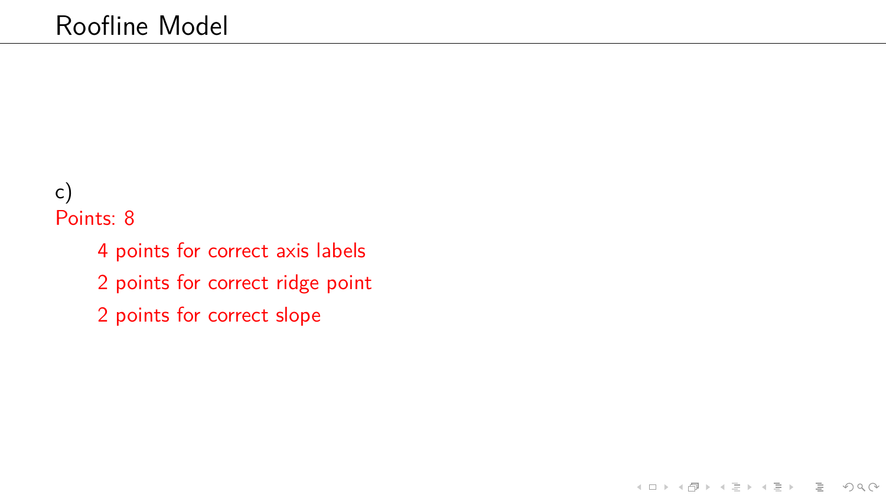# Roofline Model

c)

Points: 8

- 4 points for correct axis labels
- 2 points for correct ridge point
- 2 points for correct slope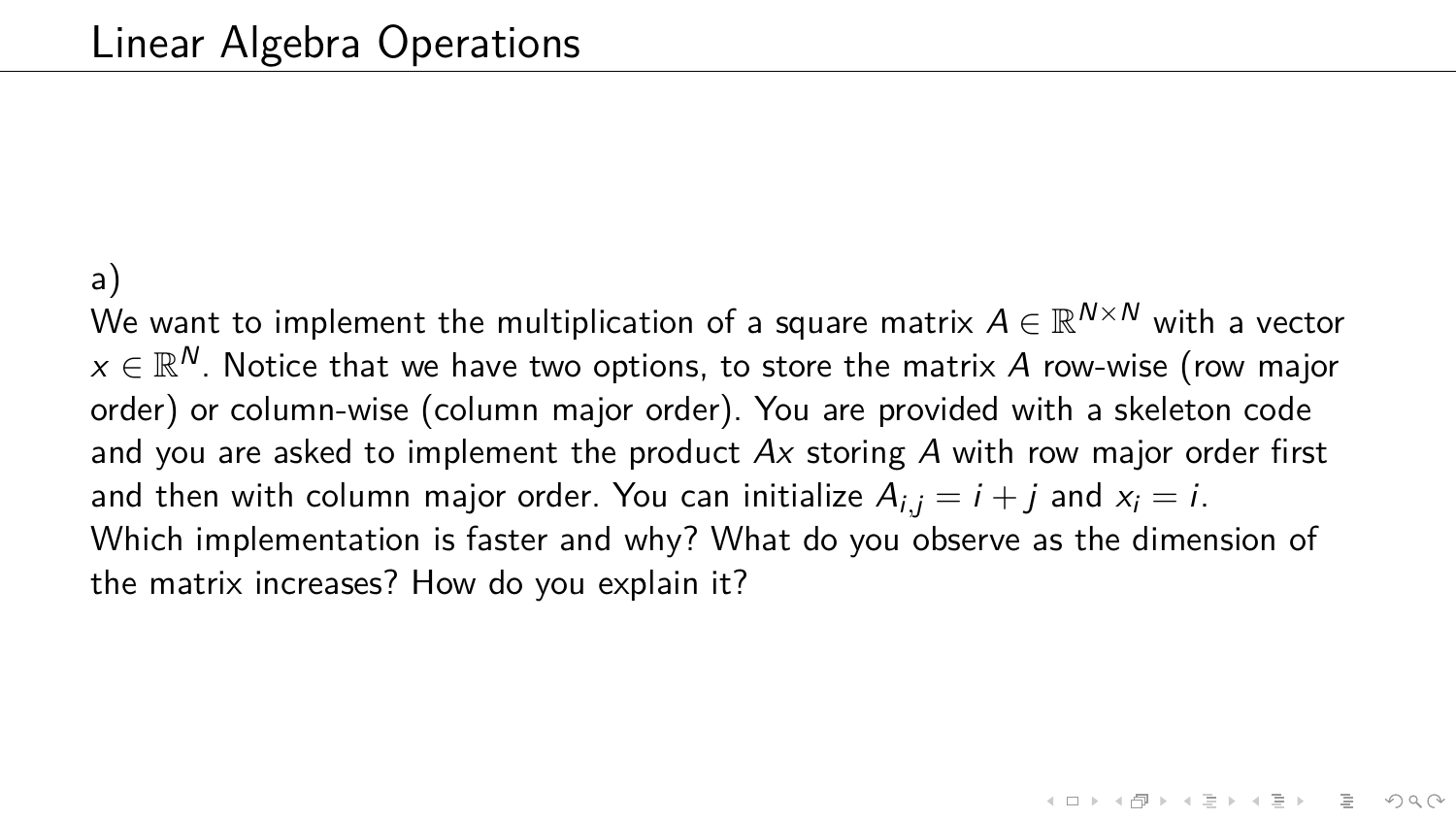# Linear Algebra Operations

a)

We want to implement the multiplication of a square matrix $A \in \mathbb{R}^{N \times N}$ with a vector $x \in \mathbb{R}^N$. Notice that we have two options, to store the matrix $A$ row-wise (row major order) or column-wise (column major order). You are provided with a skeleton code and you are asked to implement the product $Ax$ storing $A$ with row major order first and then with column major order. You can initialize $A_{i,j} = i + j$ and $x_i = i$. Which implementation is faster and why? What do you observe as the dimension of the matrix increases? How do you explain it?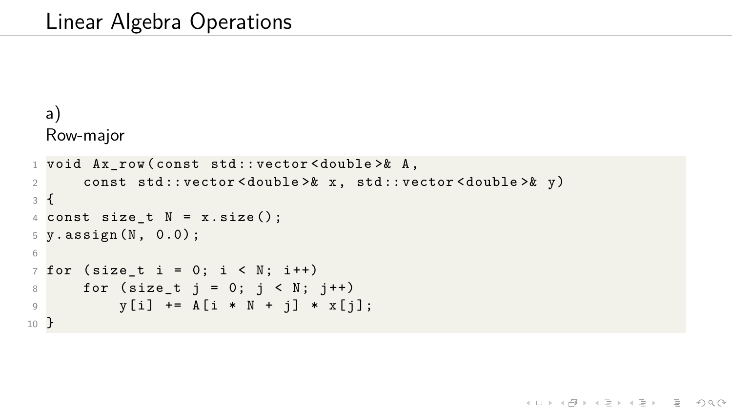# Linear Algebra Operations

a)

Row-major

```
void Ax_row(const std::vector<double>& A,
    const std::vector<double>& x, std::vector<double>& y)
{
const size_t N = x.size();
y.assign(N, 0.0);

for (size_t i = 0; i < N; i++)
    for (size_t j = 0; j < N; j++)
        y[i] += A[i * N + j] * x[j];
}
```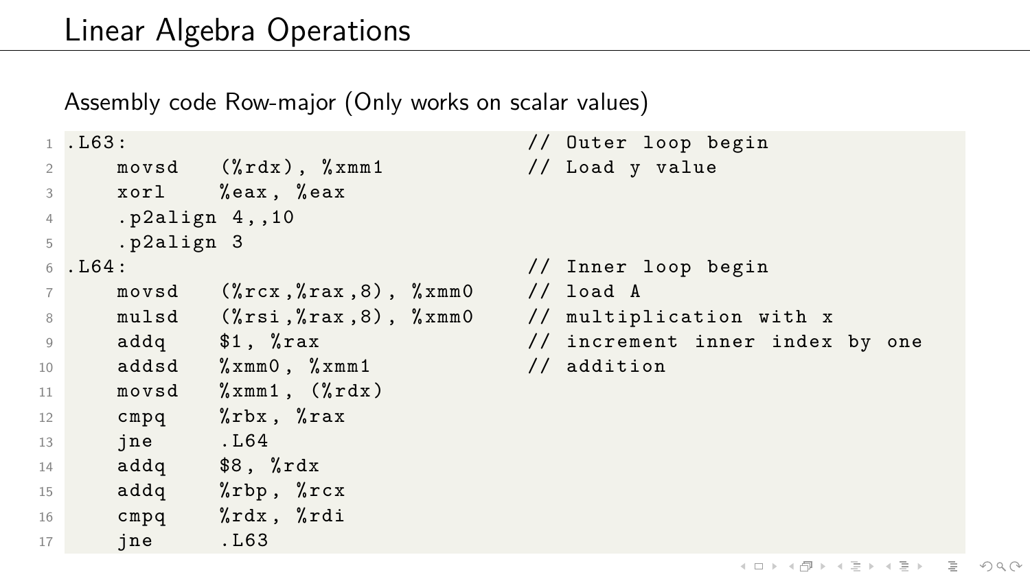# Linear Algebra Operations

Assembly code Row-major (Only works on scalar values)

```
.L63:                                   // Outer loop begin
    movsd   (%rdx), %xmm1               // Load y value
    xorl    %eax, %eax
    .p2align 4,,10
    .p2align 3
.L64:                                   // Inner loop begin
    movsd   (%rcx,%rax,8), %xmm0        // load A
    mulsd   (%rsi,%rax,8), %xmm0        // multiplication with x
    addq    $1, %rax                    // increment inner index by one
    addsd   %xmm0, %xmm1                // addition
    movsd   %xmm1, (%rdx)
    cmpq    %rbx, %rax
    jne     .L64
    addq    $8, %rdx
    addq    %rbp, %rcx
    cmpq    %rdx, %rdi
    jne     .L63
```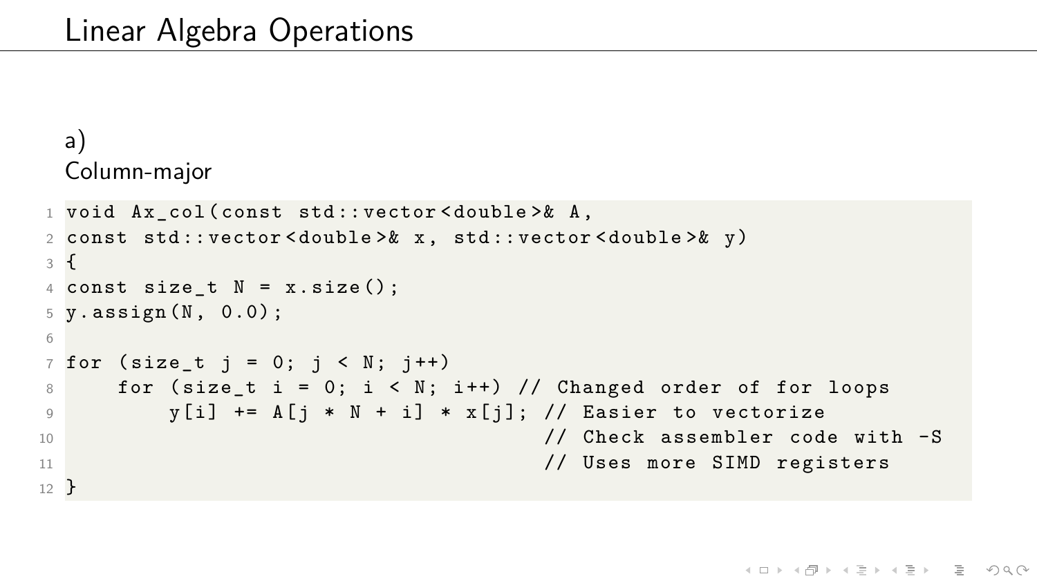# Linear Algebra Operations

a)
Column-major

```
void Ax_col(const std::vector<double>& A,
const std::vector<double>& x, std::vector<double>& y)
{
const size_t N = x.size();
y.assign(N, 0.0);

for (size_t j = 0; j < N; j++)
    for (size_t i = 0; i < N; i++) // Changed order of for loops
        y[i] += A[j * N + i] * x[j]; // Easier to vectorize
                                     // Check assembler code with -S
                                     // Uses more SIMD registers
}
```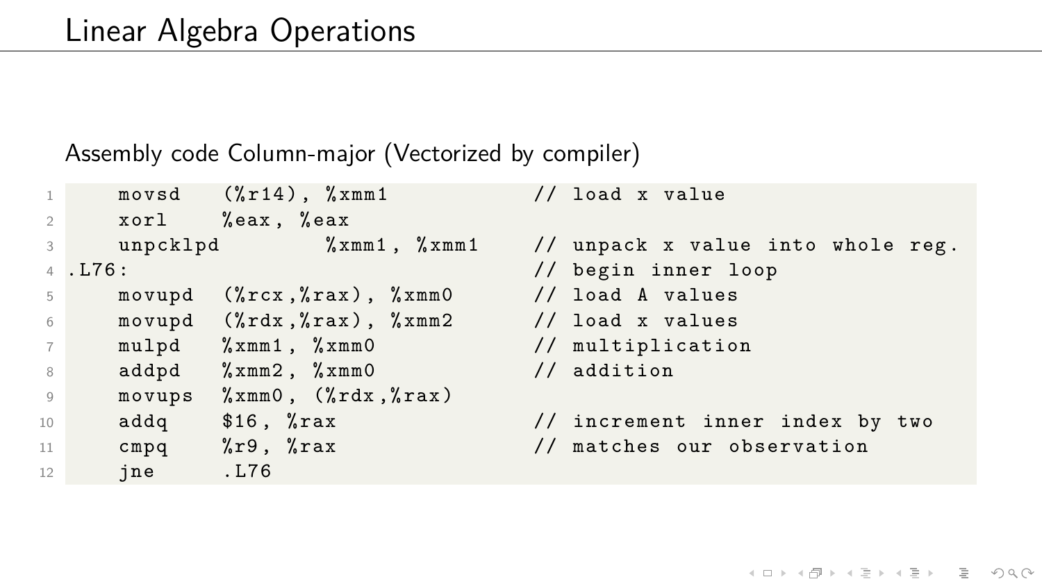# Linear Algebra Operations

Assembly code Column-major (Vectorized by compiler)

```
    movsd    (%r14), %xmm1          // load x value
    xorl     %eax, %eax
    unpcklpd        %xmm1, %xmm1    // unpack x value into whole reg.
.L76:                               // begin inner loop
    movupd   (%rcx,%rax), %xmm0     // load A values
    movupd   (%rdx,%rax), %xmm2     // load x values
    mulpd    %xmm1, %xmm0           // multiplication
    addpd    %xmm2, %xmm0           // addition
    movups   %xmm0, (%rdx,%rax)
    addq     $16, %rax              // increment inner index by two
    cmpq     %r9, %rax              // matches our observation
    jne      .L76
```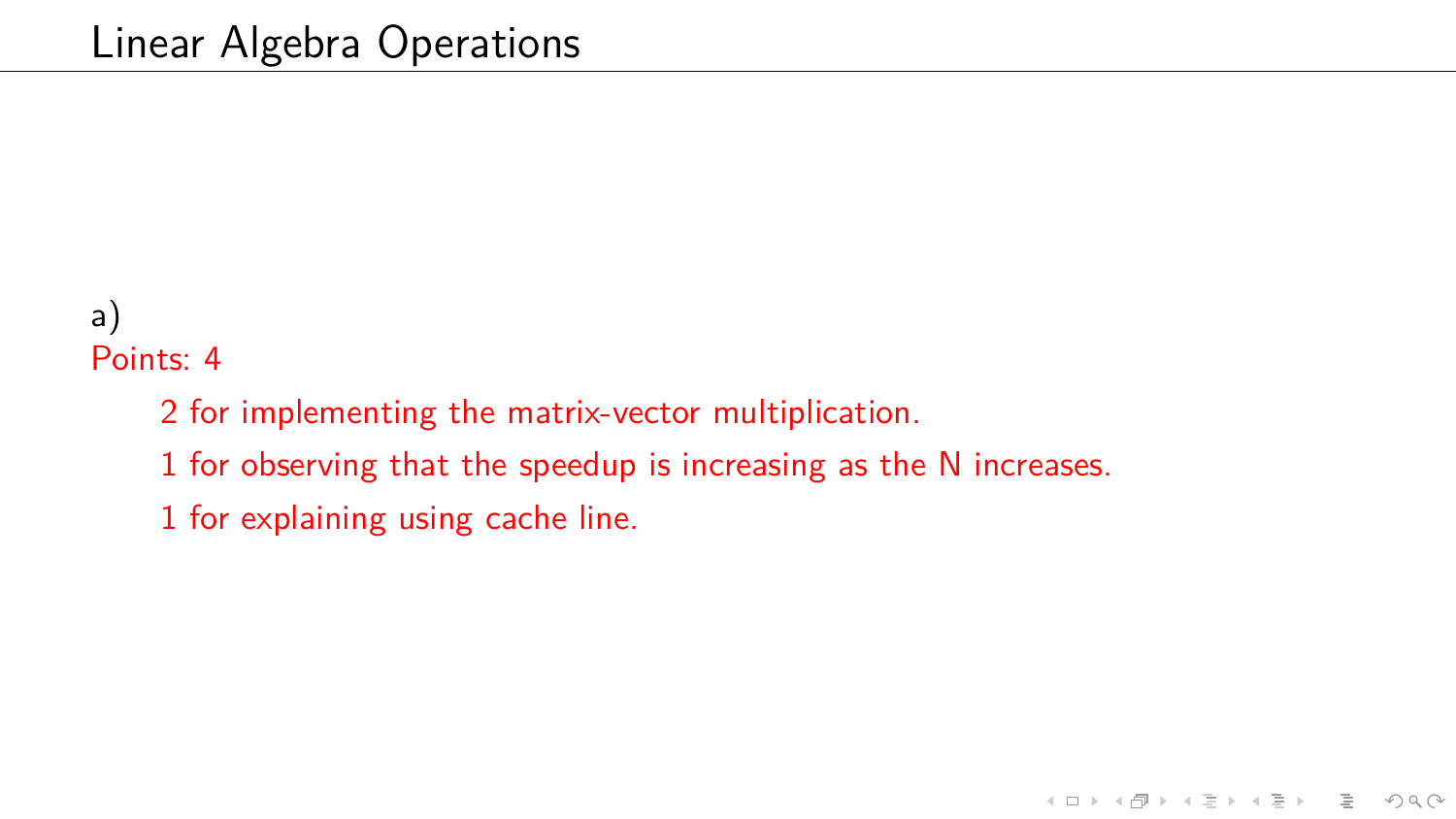# Linear Algebra Operations

a)

Points: 4

- 2 for implementing the matrix-vector multiplication.
- 1 for observing that the speedup is increasing as the N increases.
- 1 for explaining using cache line.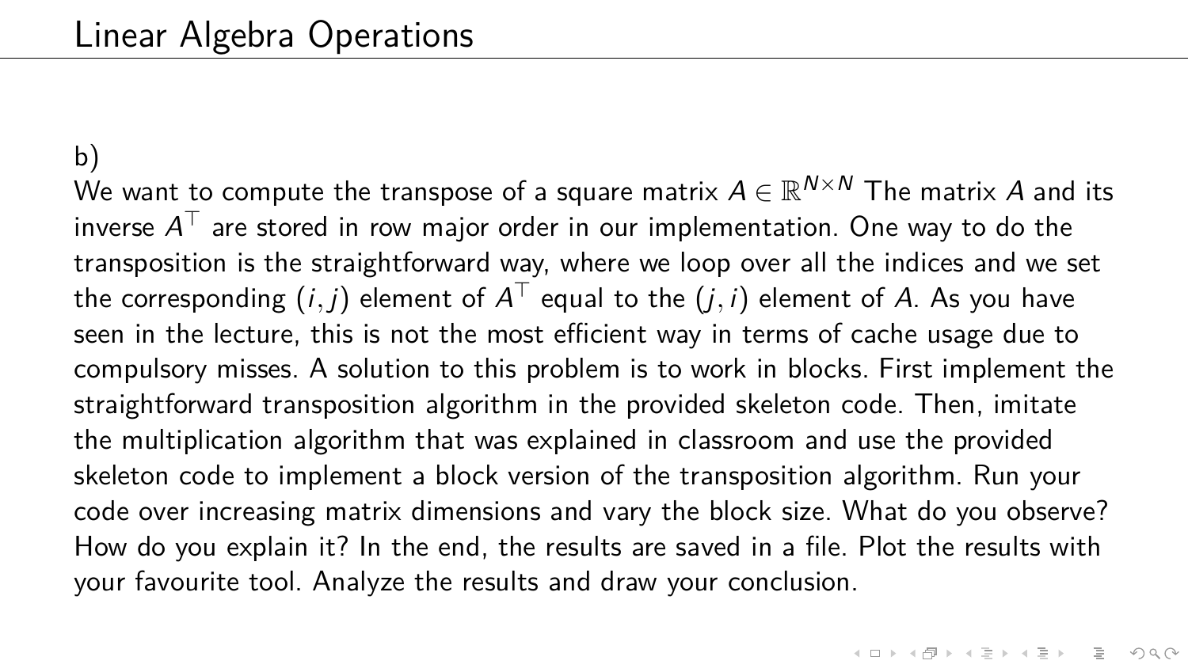# Linear Algebra Operations

b)

We want to compute the transpose of a square matrix $A \in \mathbb{R}^{N \times N}$ The matrix $A$ and its inverse $A^\top$ are stored in row major order in our implementation. One way to do the transposition is the straightforward way, where we loop over all the indices and we set the corresponding $(i, j)$ element of $A^\top$ equal to the $(j, i)$ element of $A$. As you have seen in the lecture, this is not the most efficient way in terms of cache usage due to compulsory misses. A solution to this problem is to work in blocks. First implement the straightforward transposition algorithm in the provided skeleton code. Then, imitate the multiplication algorithm that was explained in classroom and use the provided skeleton code to implement a block version of the transposition algorithm. Run your code over increasing matrix dimensions and vary the block size. What do you observe? How do you explain it? In the end, the results are saved in a file. Plot the results with your favourite tool. Analyze the results and draw your conclusion.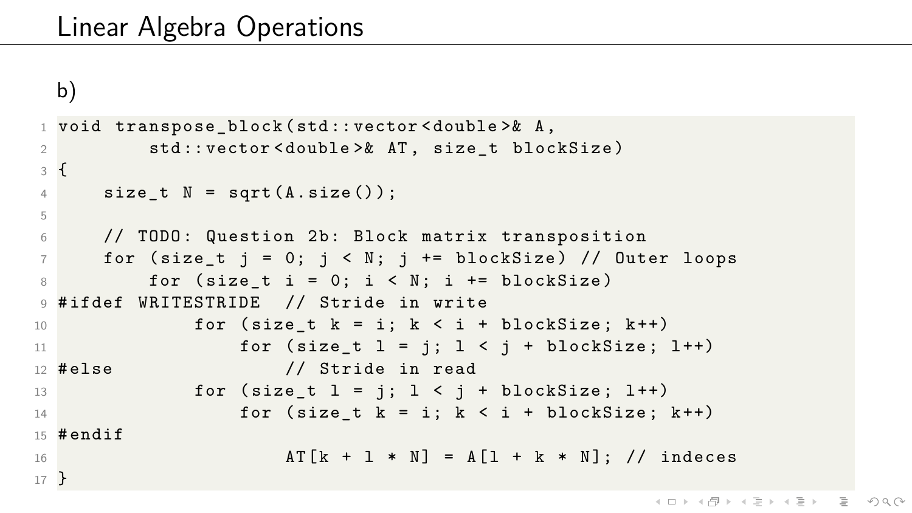# Linear Algebra Operations

b)

```
void transpose_block(std::vector<double>& A,
        std::vector<double>& AT, size_t blockSize)
{
    size_t N = sqrt(A.size());

    // TODO: Question 2b: Block matrix transposition
    for (size_t j = 0; j < N; j += blockSize) // Outer loops
        for (size_t i = 0; i < N; i += blockSize)
#ifdef WRITESTRIDE  // Stride in write
            for (size_t k = i; k < i + blockSize; k++)
                for (size_t l = j; l < j + blockSize; l++)
#else               // Stride in read
            for (size_t l = j; l < j + blockSize; l++)
                for (size_t k = i; k < i + blockSize; k++)
#endif
                    AT[k + l * N] = A[l + k * N]; // indeces
}
```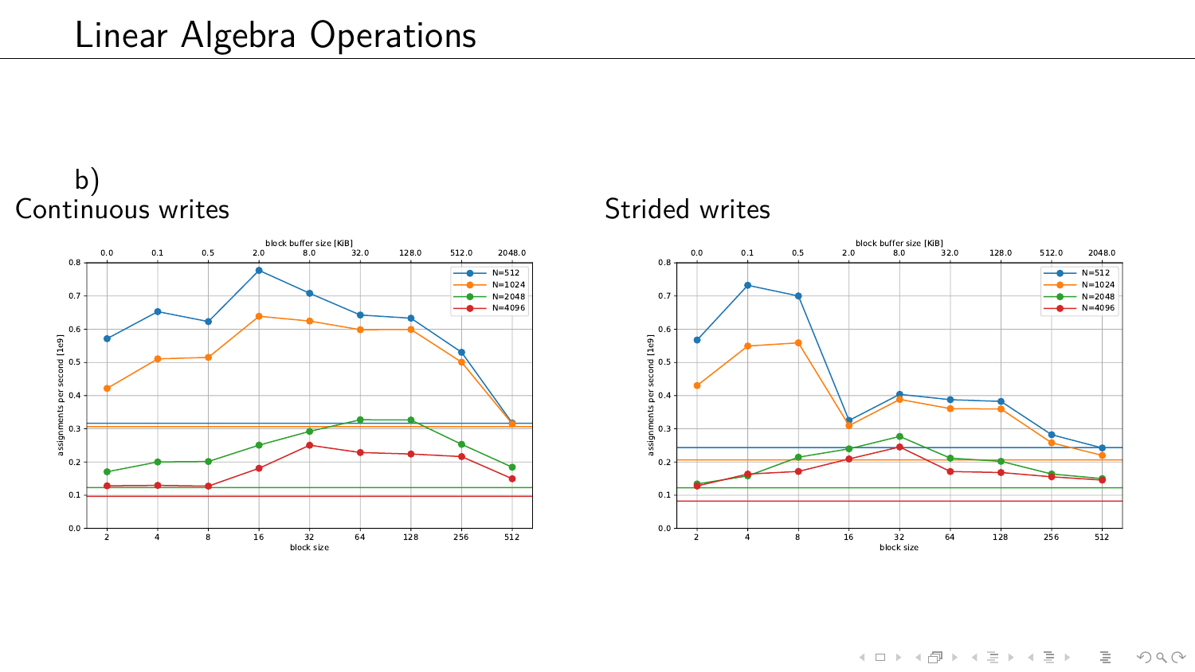# Linear Algebra Operations

b)

## Continuous writes

## Strided writes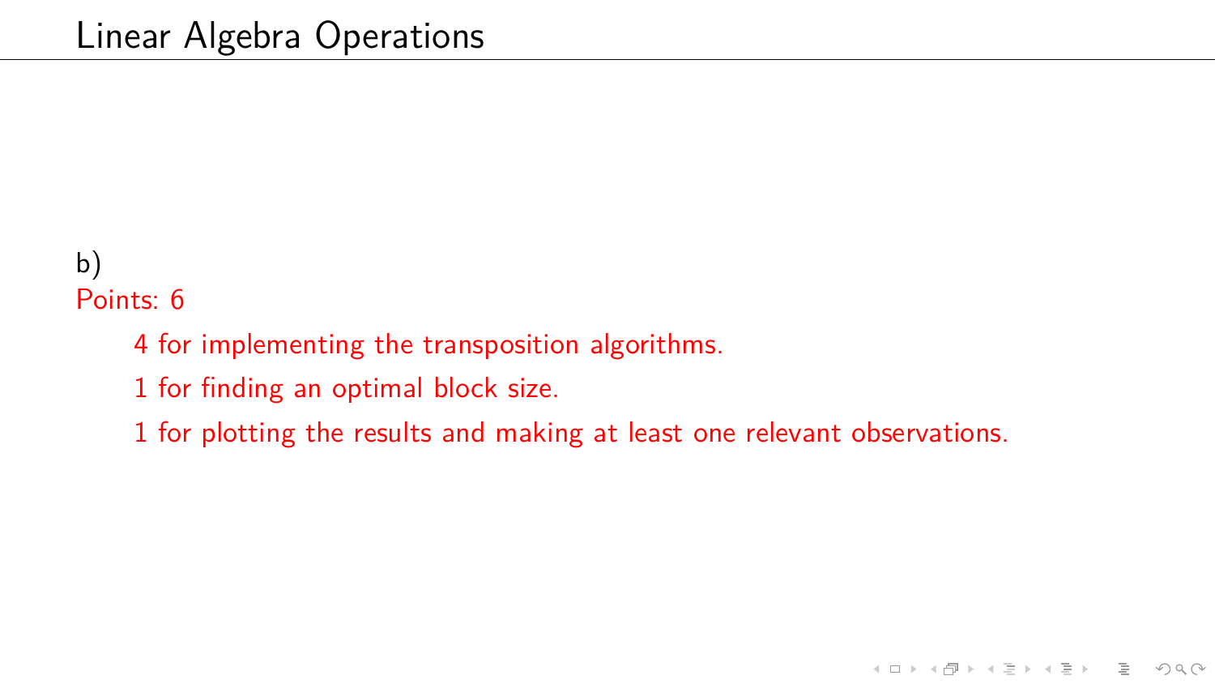# Linear Algebra Operations

b)

Points: 6

- 4 for implementing the transposition algorithms.
- 1 for finding an optimal block size.
- 1 for plotting the results and making at least one relevant observations.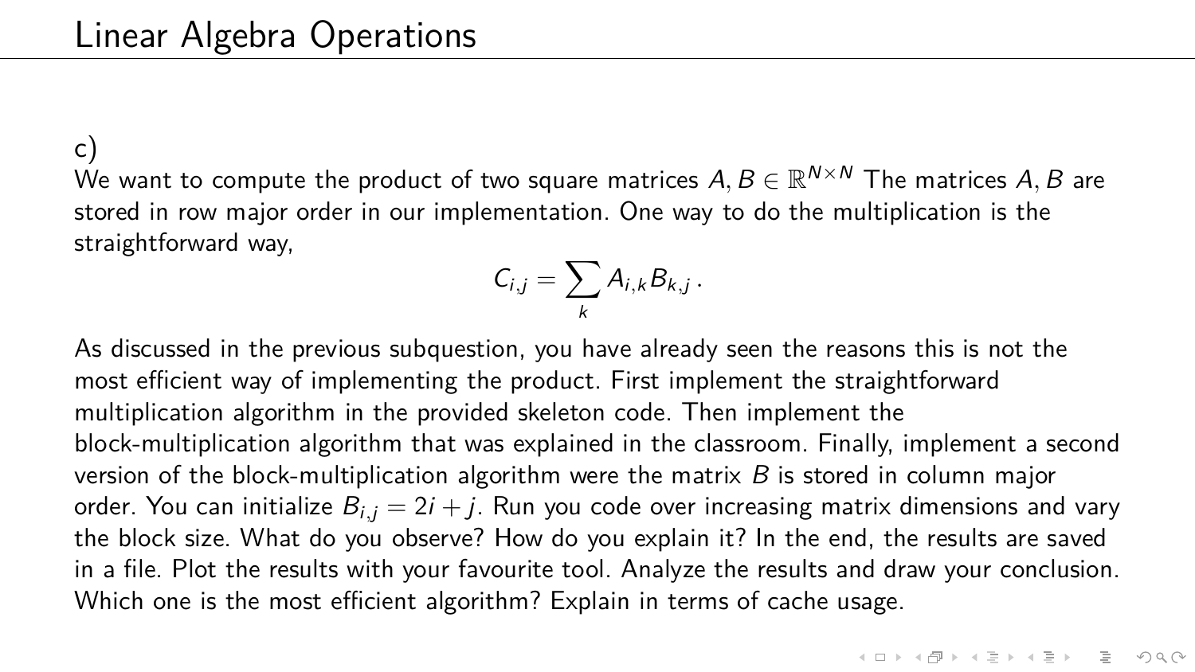# Linear Algebra Operations

c)

We want to compute the product of two square matrices $A, B \in \mathbb{R}^{N \times N}$ The matrices $A, B$ are stored in row major order in our implementation. One way to do the multiplication is the straightforward way,

$$C_{i,j} = \sum_k A_{i,k} B_{k,j}\,.$$

As discussed in the previous subquestion, you have already seen the reasons this is not the most efficient way of implementing the product. First implement the straightforward multiplication algorithm in the provided skeleton code. Then implement the block-multiplication algorithm that was explained in the classroom. Finally, implement a second version of the block-multiplication algorithm were the matrix $B$ is stored in column major order. You can initialize $B_{i,j} = 2i + j$. Run you code over increasing matrix dimensions and vary the block size. What do you observe? How do you explain it? In the end, the results are saved in a file. Plot the results with your favourite tool. Analyze the results and draw your conclusion. Which one is the most efficient algorithm? Explain in terms of cache usage.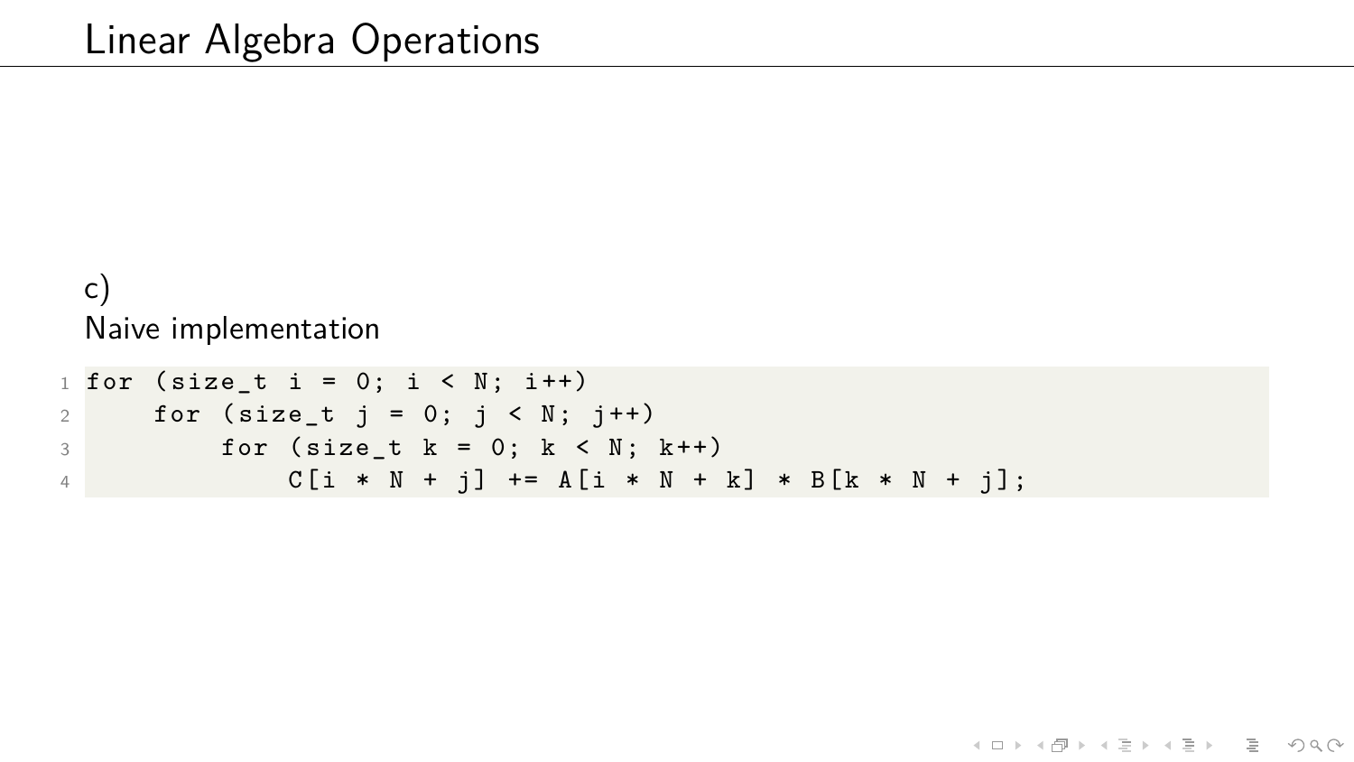# Linear Algebra Operations

c)

Naive implementation

```
for (size_t i = 0; i < N; i++)
    for (size_t j = 0; j < N; j++)
        for (size_t k = 0; k < N; k++)
            C[i * N + j] += A[i * N + k] * B[k * N + j];
```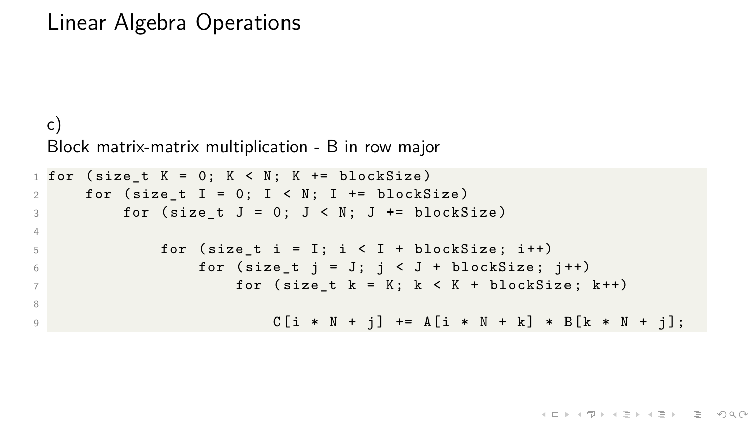# Linear Algebra Operations

c)

Block matrix-matrix multiplication - B in row major

```
for (size_t K = 0; K < N; K += blockSize)
    for (size_t I = 0; I < N; I += blockSize)
        for (size_t J = 0; J < N; J += blockSize)

            for (size_t i = I; i < I + blockSize; i++)
                for (size_t j = J; j < J + blockSize; j++)
                    for (size_t k = K; k < K + blockSize; k++)

                        C[i * N + j] += A[i * N + k] * B[k * N + j];
```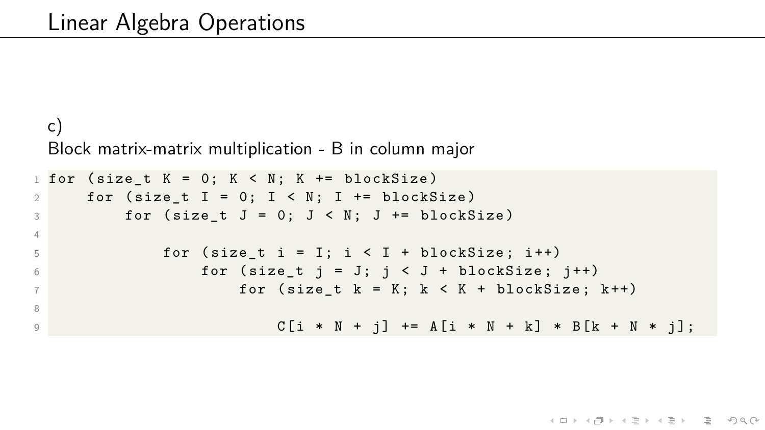# Linear Algebra Operations

c)
Block matrix-matrix multiplication - B in column major

```
for (size_t K = 0; K < N; K += blockSize)
    for (size_t I = 0; I < N; I += blockSize)
        for (size_t J = 0; J < N; J += blockSize)

            for (size_t i = I; i < I + blockSize; i++)
                for (size_t j = J; j < J + blockSize; j++)
                    for (size_t k = K; k < K + blockSize; k++)

                        C[i * N + j] += A[i * N + k] * B[k + N * j];
```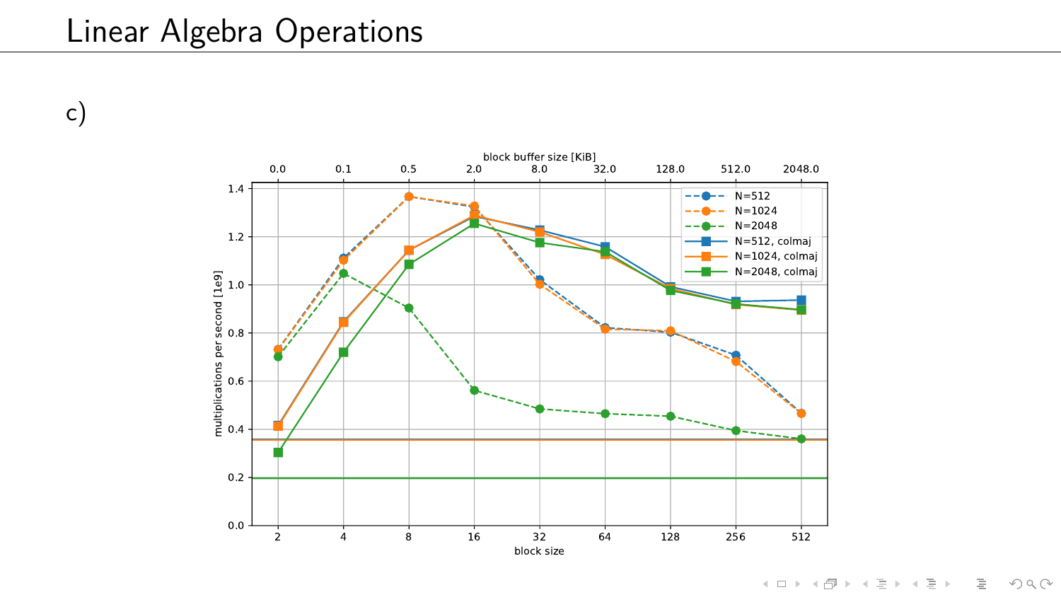# Linear Algebra Operations

c)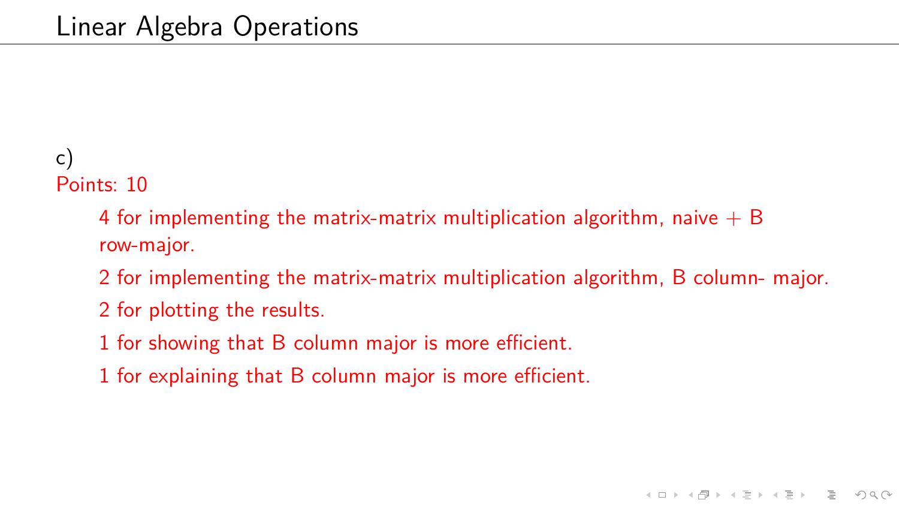# Linear Algebra Operations

c)

Points: 10

- 4 for implementing the matrix-matrix multiplication algorithm, naive + B row-major.
- 2 for implementing the matrix-matrix multiplication algorithm, B column- major.
- 2 for plotting the results.
- 1 for showing that B column major is more efficient.
- 1 for explaining that B column major is more efficient.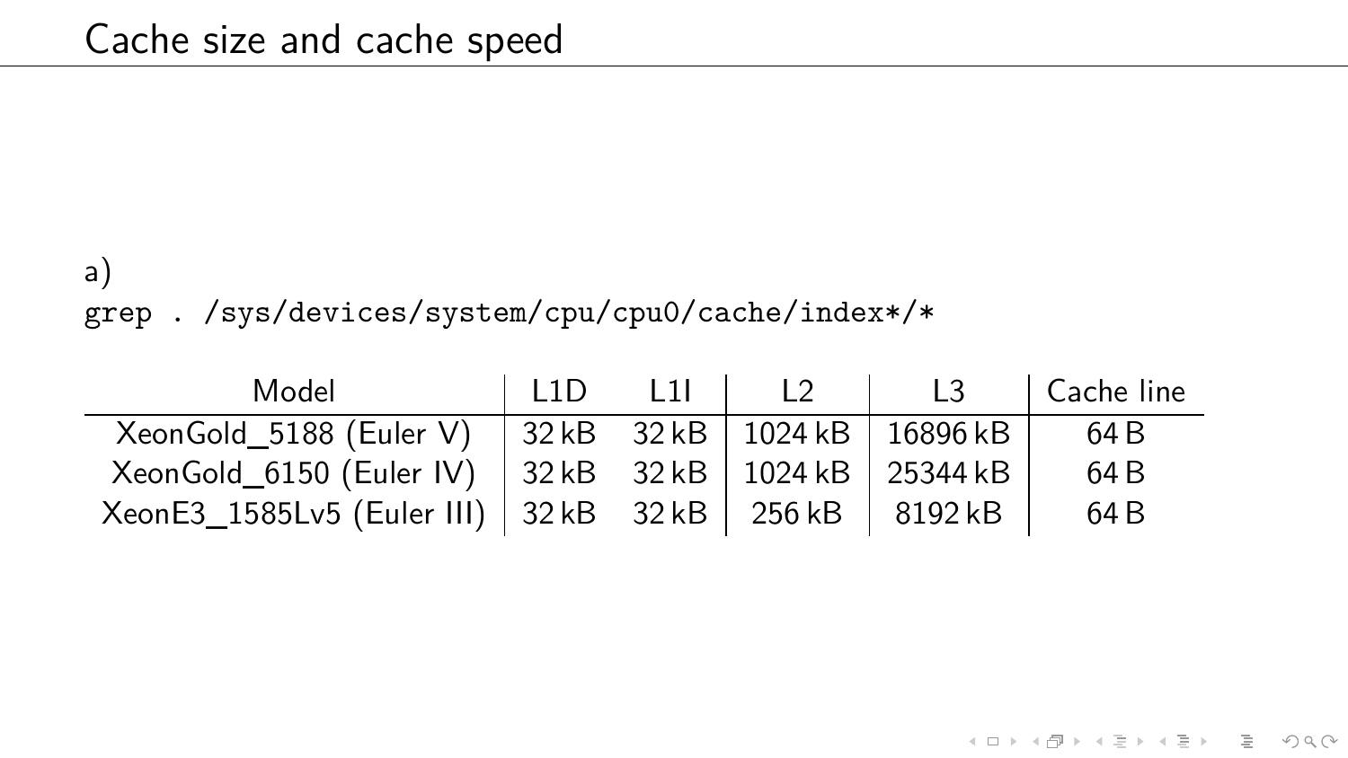# Cache size and cache speed

a)

```
grep . /sys/devices/system/cpu/cpu0/cache/index*/*
```

| Model | L1D | L1I | L2 | L3 | Cache line |
|---|---|---|---|---|---|
| XeonGold_5188 (Euler V) | 32 kB | 32 kB | 1024 kB | 16896 kB | 64 B |
| XeonGold_6150 (Euler IV) | 32 kB | 32 kB | 1024 kB | 25344 kB | 64 B |
| XeonE3_1585Lv5 (Euler III) | 32 kB | 32 kB | 256 kB | 8192 kB | 64 B |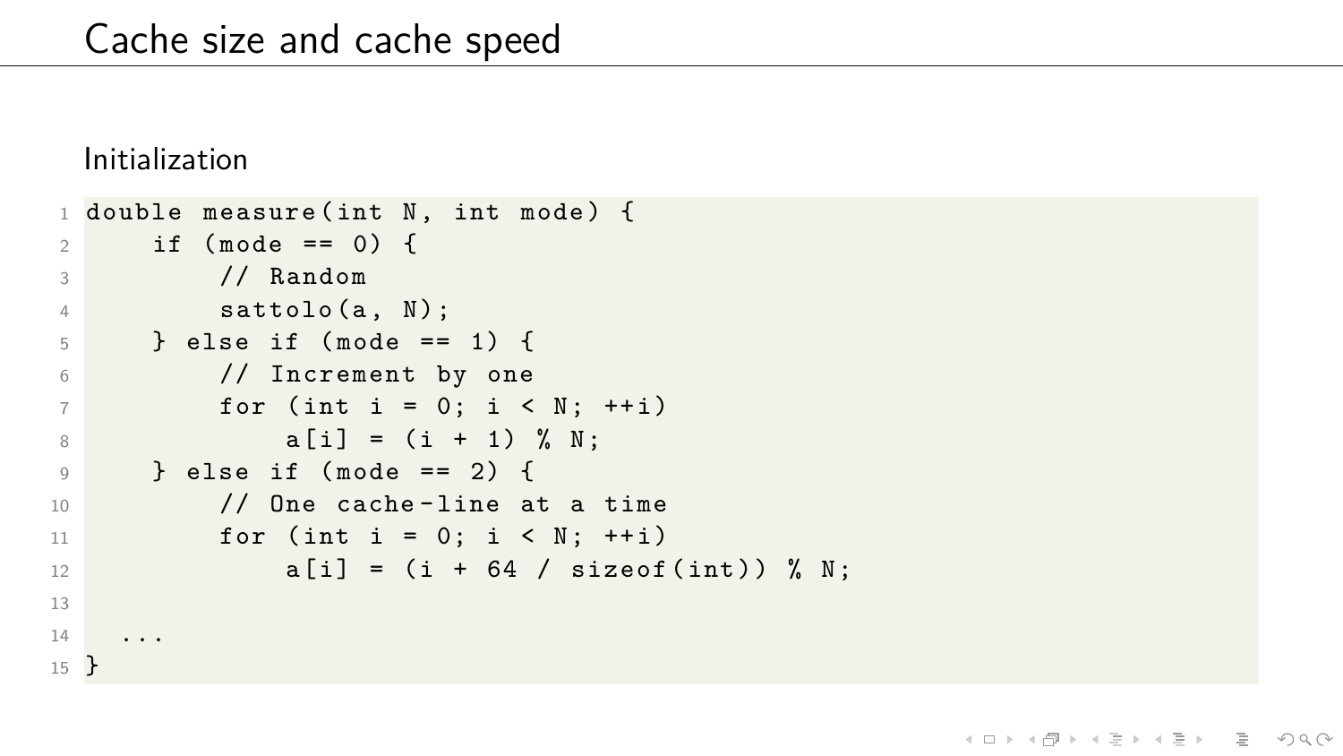# Cache size and cache speed

## Initialization

```
double measure(int N, int mode) {
    if (mode == 0) {
        // Random
        sattolo(a, N);
    } else if (mode == 1) {
        // Increment by one
        for (int i = 0; i < N; ++i)
            a[i] = (i + 1) % N;
    } else if (mode == 2) {
        // One cache-line at a time
        for (int i = 0; i < N; ++i)
            a[i] = (i + 64 / sizeof(int)) % N;

  ...
}
```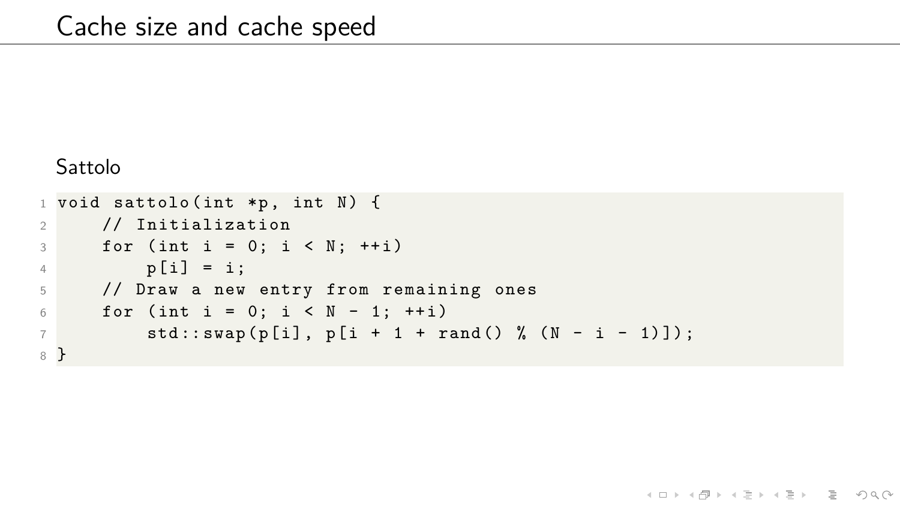# Cache size and cache speed

Sattolo

```
void sattolo(int *p, int N) {
    // Initialization
    for (int i = 0; i < N; ++i)
        p[i] = i;
    // Draw a new entry from remaining ones
    for (int i = 0; i < N - 1; ++i)
        std::swap(p[i], p[i + 1 + rand() % (N - i - 1)]);
}
```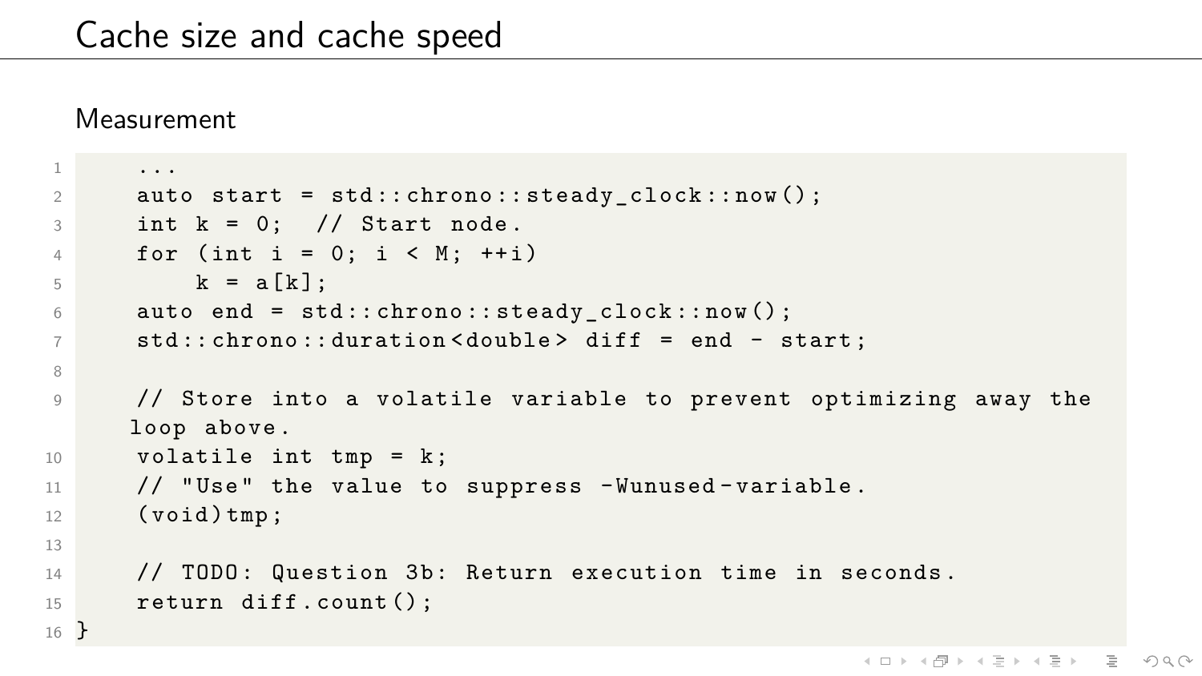# Cache size and cache speed

## Measurement

```cpp
    ...
    auto start = std::chrono::steady_clock::now();
    int k = 0;  // Start node.
    for (int i = 0; i < M; ++i)
        k = a[k];
    auto end = std::chrono::steady_clock::now();
    std::chrono::duration<double> diff = end - start;

    // Store into a volatile variable to prevent optimizing away the
    loop above.
    volatile int tmp = k;
    // "Use" the value to suppress -Wunused-variable.
    (void)tmp;

    // TODO: Question 3b: Return execution time in seconds.
    return diff.count();
}
```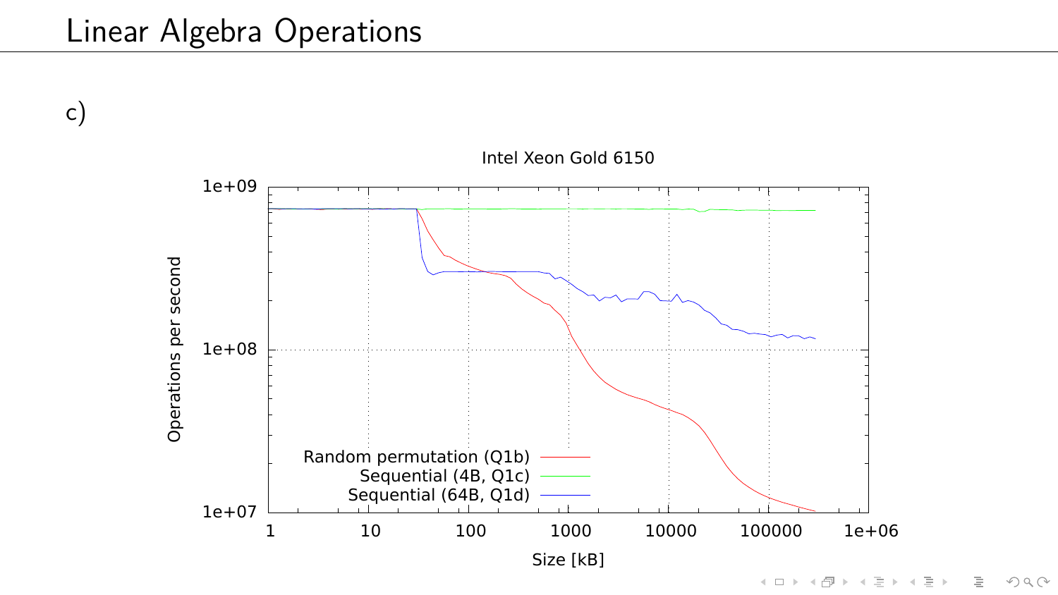# Linear Algebra Operations

c)

Intel Xeon Gold 6150

Operations per second

1e+09

1e+08

1e+07

1

10

100

1000

10000

100000

1e+06

Size [kB]

Random permutation (Q1b)

Sequential (4B, Q1c)

Sequential (64B, Q1d)